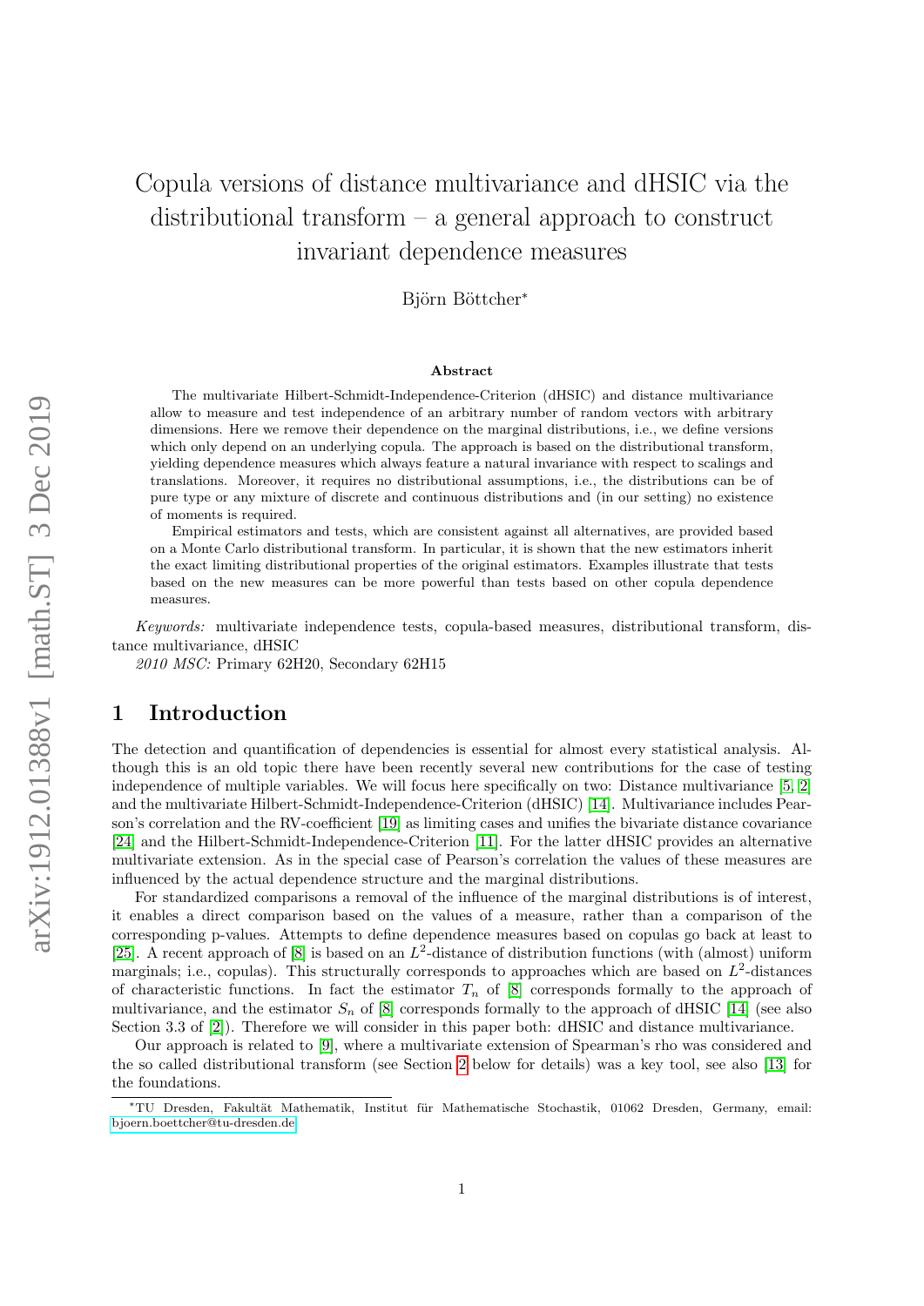# Copula versions of distance multivariance and dHSIC via the distributional transform – a general approach to construct invariant dependence measures

Björn Böttcher*

## Abstract

The multivariate Hilbert-Schmidt-Independence-Criterion (dHSIC) and distance multivariance allow to measure and test independence of an arbitrary number of random vectors with arbitrary dimensions. Here we remove their dependence on the marginal distributions, i.e., we define versions which only depend on an underlying copula. The approach is based on the distributional transform, yielding dependence measures which always feature a natural invariance with respect to scalings and translations. Moreover, it requires no distributional assumptions, i.e., the distributions can be of pure type or any mixture of discrete and continuous distributions and (in our setting) no existence of moments is required.

Empirical estimators and tests, which are consistent against all alternatives, are provided based on a Monte Carlo distributional transform. In particular, it is shown that the new estimators inherit the exact limiting distributional properties of the original estimators. Examples illustrate that tests based on the new measures can be more powerful than tests based on other copula dependence measures.

*Keywords:* multivariate independence tests, copula-based measures, distributional transform, distance multivariance, dHSIC

*2010 MSC:* Primary 62H20, Secondary 62H15

## 1 Introduction

The detection and quantification of dependencies is essential for almost every statistical analysis. Although this is an old topic there have been recently several new contributions for the case of testing independence of multiple variables. We will focus here specifically on two: Distance multivariance [5, 2] and the multivariate Hilbert-Schmidt-Independence-Criterion (dHSIC) [14]. Multivariance includes Pearson's correlation and the RV-coefficient [19] as limiting cases and unifies the bivariate distance covariance [24] and the Hilbert-Schmidt-Independence-Criterion [11]. For the latter dHSIC provides an alternative multivariate extension. As in the special case of Pearson's correlation the values of these measures are influenced by the actual dependence structure and the marginal distributions.

For standardized comparisons a removal of the influence of the marginal distributions is of interest, it enables a direct comparison based on the values of a measure, rather than a comparison of the corresponding p-values. Attempts to define dependence measures based on copulas go back at least to [25]. A recent approach of [8] is based on an $L^2$-distance of distribution functions (with (almost) uniform marginals; i.e., copulas). This structurally corresponds to approaches which are based on $L^2$-distances of characteristic functions. In fact the estimator $T_n$ of [8] corresponds formally to the approach of multivariance, and the estimator $S_n$ of [8] corresponds formally to the approach of dHSIC [14] (see also Section 3.3 of [2]). Therefore we will consider in this paper both: dHSIC and distance multivariance.

Our approach is related to [9], where a multivariate extension of Spearman's rho was considered and the so called distributional transform (see Section 2 below for details) was a key tool, see also [13] for the foundations.

*TU Dresden, Fakultät Mathematik, Institut für Mathematische Stochastik, 01062 Dresden, Germany, email: bjoern.boettcher@tu-dresden.de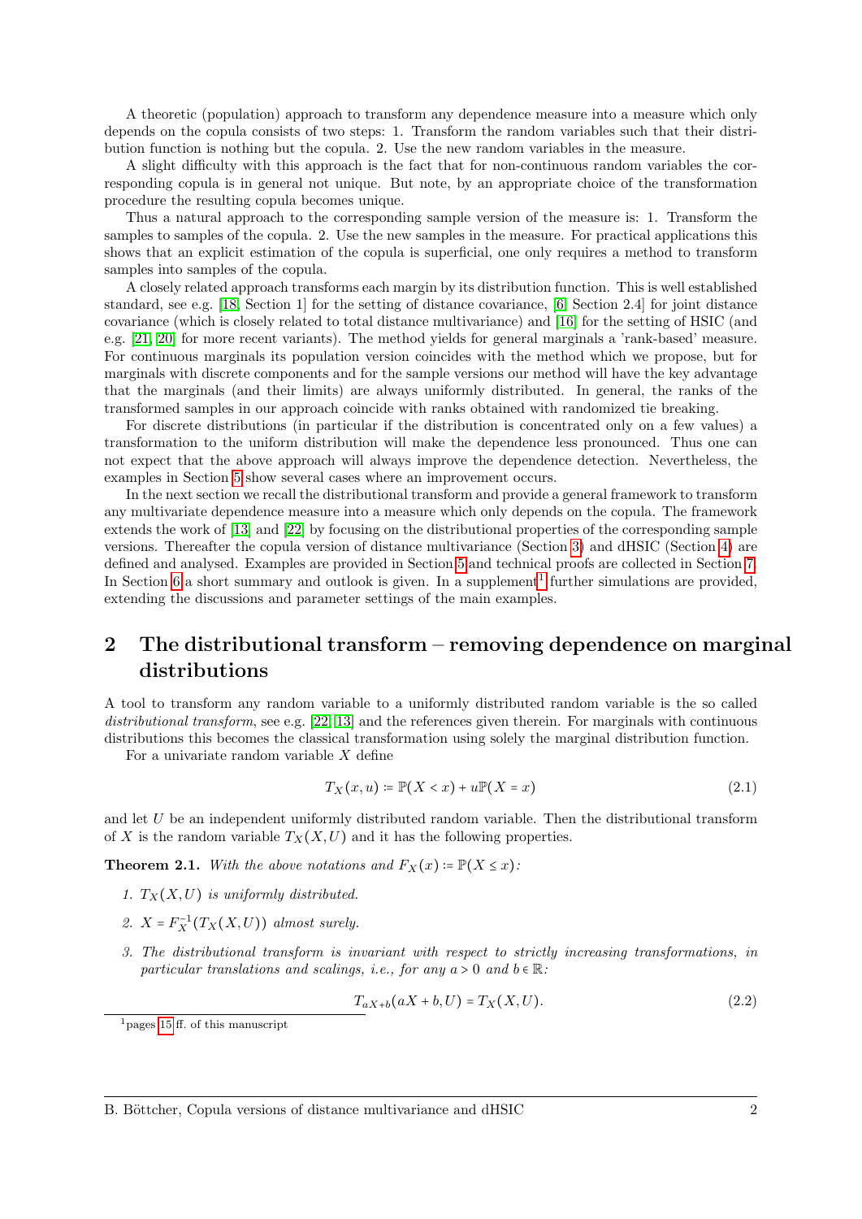A theoretic (population) approach to transform any dependence measure into a measure which only depends on the copula consists of two steps: 1. Transform the random variables such that their distribution function is nothing but the copula. 2. Use the new random variables in the measure.

A slight difficulty with this approach is the fact that for non-continuous random variables the corresponding copula is in general not unique. But note, by an appropriate choice of the transformation procedure the resulting copula becomes unique.

Thus a natural approach to the corresponding sample version of the measure is: 1. Transform the samples to samples of the copula. 2. Use the new samples in the measure. For practical applications this shows that an explicit estimation of the copula is superficial, one only requires a method to transform samples into samples of the copula.

A closely related approach transforms each margin by its distribution function. This is well established standard, see e.g. [18, Section 1] for the setting of distance covariance, [6, Section 2.4] for joint distance covariance (which is closely related to total distance multivariance) and [16] for the setting of HSIC (and e.g. [21, 20] for more recent variants). The method yields for general marginals a 'rank-based' measure. For continuous marginals its population version coincides with the method which we propose, but for marginals with discrete components and for the sample versions our method will have the key advantage that the marginals (and their limits) are always uniformly distributed. In general, the ranks of the transformed samples in our approach coincide with ranks obtained with randomized tie breaking.

For discrete distributions (in particular if the distribution is concentrated only on a few values) a transformation to the uniform distribution will make the dependence less pronounced. Thus one can not expect that the above approach will always improve the dependence detection. Nevertheless, the examples in Section 5 show several cases where an improvement occurs.

In the next section we recall the distributional transform and provide a general framework to transform any multivariate dependence measure into a measure which only depends on the copula. The framework extends the work of [13] and [22] by focusing on the distributional properties of the corresponding sample versions. Thereafter the copula version of distance multivariance (Section 3) and dHSIC (Section 4) are defined and analysed. Examples are provided in Section 5 and technical proofs are collected in Section 7. In Section 6 a short summary and outlook is given. In a supplement[1] further simulations are provided, extending the discussions and parameter settings of the main examples.

## 2 The distributional transform – removing dependence on marginal distributions

A tool to transform any random variable to a uniformly distributed random variable is the so called *distributional transform*, see e.g. [22, 13] and the references given therein. For marginals with continuous distributions this becomes the classical transformation using solely the marginal distribution function.

For a univariate random variable $X$ define

$$T_X(x,u) := \mathbb{P}(X < x) + u\mathbb{P}(X = x) \tag{2.1}$$

and let $U$ be an independent uniformly distributed random variable. Then the distributional transform of $X$ is the random variable $T_X(X,U)$ and it has the following properties.

**Theorem 2.1.** *With the above notations and $F_X(x) := \mathbb{P}(X \leq x)$:*

1. *$T_X(X,U)$ is uniformly distributed.*
2. *$X = F_X^{-1}(T_X(X,U))$ almost surely.*
3. *The distributional transform is invariant with respect to strictly increasing transformations, in particular translations and scalings, i.e., for any $a > 0$ and $b \in \mathbb{R}$:*

$$T_{aX+b}(aX+b,U) = T_X(X,U). \tag{2.2}$$

[1] pages 15 ff. of this manuscript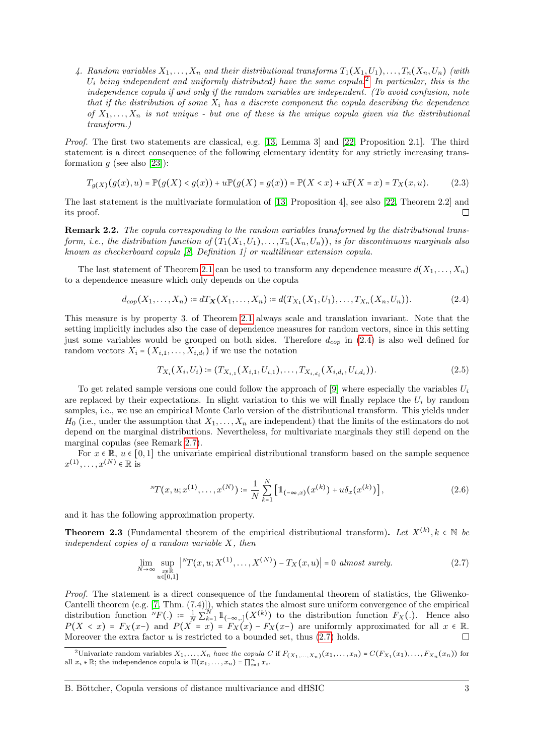4. *Random variables $X_1, \ldots, X_n$ and their distributional transforms $T_1(X_1,U_1), \ldots, T_n(X_n,U_n)$ (with $U_i$ being independent and uniformly distributed) have the same copula.*[2] *In particular, this is the independence copula if and only if the random variables are independent. (To avoid confusion, note that if the distribution of some $X_i$ has a discrete component the copula describing the dependence of $X_1, \ldots, X_n$ is not unique - but one of these is the unique copula given via the distributional transform.)*

*Proof.* The first two statements are classical, e.g. [13, Lemma 3] and [22, Proposition 2.1]. The third statement is a direct consequence of the following elementary identity for any strictly increasing transformation $g$ (see also [23]):

$$T_{g(X)}(g(x),u) = \mathbb{P}(g(X) < g(x)) + u\mathbb{P}(g(X) = g(x)) = \mathbb{P}(X < x) + u\mathbb{P}(X = x) = T_X(x,u). \tag{2.3}$$

The last statement is the multivariate formulation of [13, Proposition 4], see also [22, Theorem 2.2] and its proof. □

**Remark 2.2.** *The copula corresponding to the random variables transformed by the distributional transform, i.e., the distribution function of $(T_1(X_1,U_1), \ldots, T_n(X_n,U_n))$, is for discontinuous marginals also known as checkerboard copula [8, Definition 1] or multilinear extension copula.*

The last statement of Theorem 2.1 can be used to transform any dependence measure $d(X_1, \ldots, X_n)$ to a dependence measure which only depends on the copula

$$d_{cop}(X_1, \ldots, X_n) := dT_{\boldsymbol{X}}(X_1, \ldots, X_n) := d(T_{X_1}(X_1,U_1), \ldots, T_{X_n}(X_n,U_n)). \tag{2.4}$$

This measure is by property 3. of Theorem 2.1 always scale and translation invariant. Note that the setting implicitly includes also the case of dependence measures for random vectors, since in this setting just some variables would be grouped on both sides. Therefore $d_{cop}$ in (2.4) is also well defined for random vectors $X_i = (X_{i,1}, \ldots, X_{i,d_i})$ if we use the notation

$$T_{X_i}(X_i,U_i) := (T_{X_{i,1}}(X_{i,1},U_{i,1}), \ldots, T_{X_{i,d_i}}(X_{i,d_i},U_{i,d_i})). \tag{2.5}$$

To get related sample versions one could follow the approach of [9] where especially the variables $U_i$ are replaced by their expectations. In slight variation to this we will finally replace the $U_i$ by random samples, i.e., we use an empirical Monte Carlo version of the distributional transform. This yields under $H_0$ (i.e., under the assumption that $X_1, \ldots, X_n$ are independent) that the limits of the estimators do not depend on the marginal distributions. Nevertheless, for multivariate marginals they still depend on the marginal copulas (see Remark 2.7).

For $x \in \mathbb{R}$, $u \in [0,1]$ the univariate empirical distributional transform based on the sample sequence $x^{(1)}, \ldots, x^{(N)} \in \mathbb{R}$ is

$$^{N}T(x,u;x^{(1)}, \ldots, x^{(N)}) := \frac{1}{N}\sum_{k=1}^{N}\left[\mathbb{1}_{(-\infty,x)}(x^{(k)}) + u\delta_x(x^{(k)})\right], \tag{2.6}$$

and it has the following approximation property.

**Theorem 2.3** (Fundamental theorem of the empirical distributional transform)**.** *Let $X^{(k)}, k \in \mathbb{N}$ be independent copies of a random variable $X$, then*

$$\lim_{N\to\infty} \sup_{\substack{x\in\mathbb{R} \\ u\in[0,1]}} \left|{}^{N}T(x,u;X^{(1)}, \ldots, X^{(N)}) - T_X(x,u)\right| = 0 \text{ almost surely.} \tag{2.7}$$

*Proof.* The statement is a direct consequence of the fundamental theorem of statistics, the Gliwenko-Cantelli theorem (e.g. [7, Thm. (7.4)]), which states the almost sure uniform convergence of the empirical distribution function ${}^{N}F(.) := \frac{1}{N}\sum_{k=1}^{N}\mathbb{1}_{(-\infty,.]}(X^{(k)})$ to the distribution function $F_X(.)$. Hence also $P(X < x) = F_X(x-)$ and $P(X = x) = F_X(x) - F_X(x-)$ are uniformly approximated for all $x \in \mathbb{R}$. Moreover the extra factor $u$ is restricted to a bounded set, thus (2.7) holds. □

[2] Univariate random variables $X_1, \ldots, X_n$ *have the copula* $C$ if $F_{(X_1,\ldots,X_n)}(x_1, \ldots, x_n) = C(F_{X_1}(x_1), \ldots, F_{X_n}(x_n))$ for all $x_i \in \mathbb{R}$; the independence copula is $\Pi(x_1, \ldots, x_n) = \prod_{i=1}^{n} x_i$.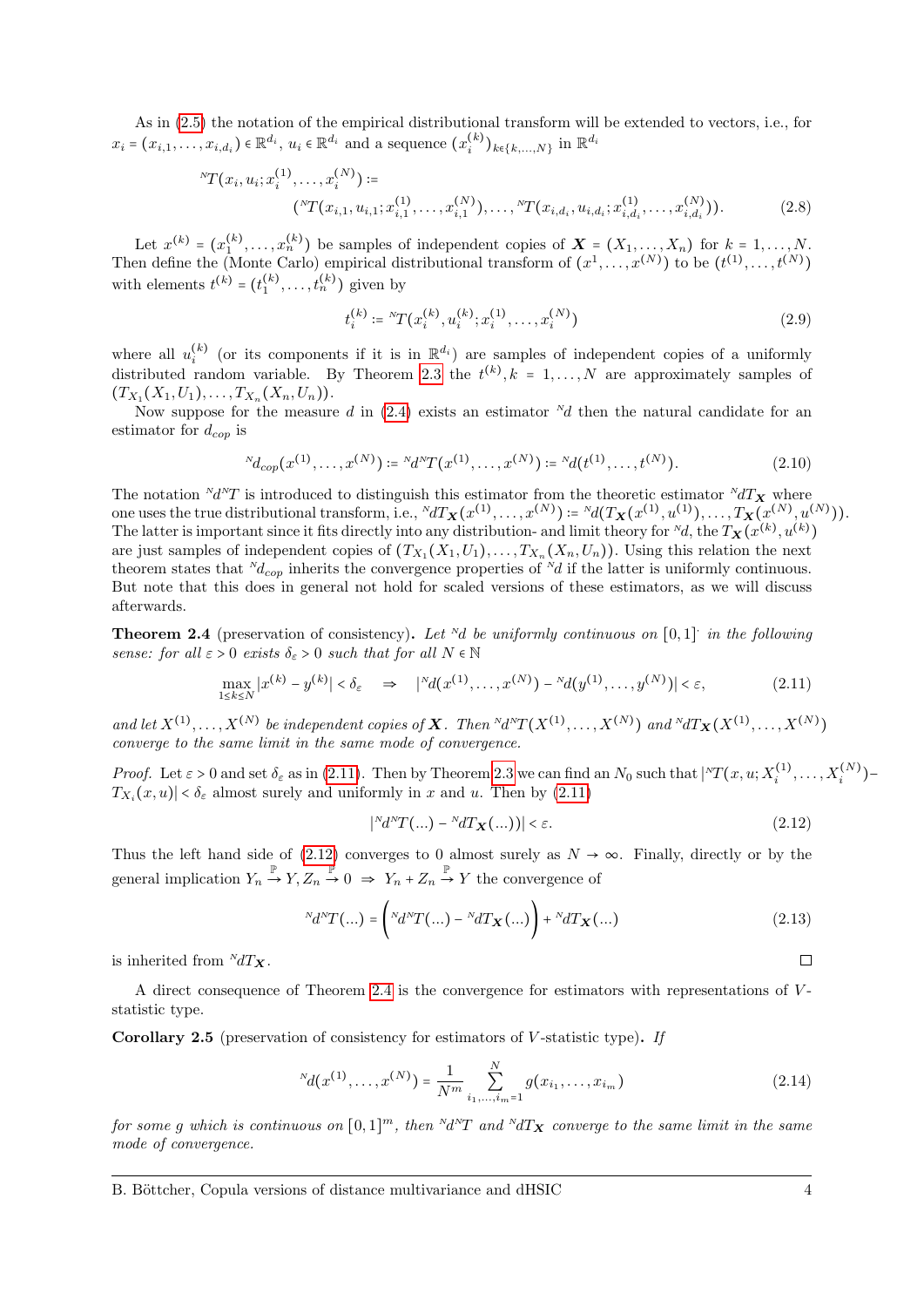As in (2.5) the notation of the empirical distributional transform will be extended to vectors, i.e., for $x_i = (x_{i,1}, \ldots, x_{i,d_i}) \in \mathbb{R}^{d_i}$, $u_i \in \mathbb{R}^{d_i}$ and a sequence $(x_i^{(k)})_{k\in\{k,\ldots,N\}}$ in $\mathbb{R}^{d_i}$

$$
{}^N T(x_i, u_i; x_i^{(1)}, \ldots, x_i^{(N)}) := \\ ({}^N T(x_{i,1}, u_{i,1}; x_{i,1}^{(1)}, \ldots, x_{i,1}^{(N)}), \ldots, {}^N T(x_{i,d_i}, u_{i,d_i}; x_{i,d_i}^{(1)}, \ldots, x_{i,d_i}^{(N)})). \tag{2.8}
$$

Let $x^{(k)} = (x_1^{(k)}, \ldots, x_n^{(k)})$ be samples of independent copies of $\boldsymbol{X} = (X_1, \ldots, X_n)$ for $k = 1, \ldots, N$. Then define the (Monte Carlo) empirical distributional transform of $(x^1, \ldots, x^{(N)})$ to be $(t^{(1)}, \ldots, t^{(N)})$ with elements $t^{(k)} = (t_1^{(k)}, \ldots, t_n^{(k)})$ given by

$$
t_i^{(k)} := {}^N T(x_i^{(k)}, u_i^{(k)}; x_i^{(1)}, \ldots, x_i^{(N)}) \tag{2.9}
$$

where all $u_i^{(k)}$ (or its components if it is in $\mathbb{R}^{d_i}$) are samples of independent copies of a uniformly distributed random variable. By Theorem 2.3 the $t^{(k)}, k = 1, \ldots, N$ are approximately samples of $(T_{X_1}(X_1, U_1), \ldots, T_{X_n}(X_n, U_n))$.

Now suppose for the measure $d$ in (2.4) exists an estimator ${}^N d$ then the natural candidate for an estimator for $d_{cop}$ is

$$
{}^N d_{cop}(x^{(1)}, \ldots, x^{(N)}) := {}^N d^N T(x^{(1)}, \ldots, x^{(N)}) := {}^N d(t^{(1)}, \ldots, t^{(N)}). \tag{2.10}
$$

The notation ${}^N d^N T$ is introduced to distinguish this estimator from the theoretic estimator ${}^N d T_{\boldsymbol{X}}$ where one uses the true distributional transform, i.e., ${}^N d T_{\boldsymbol{X}}(x^{(1)}, \ldots, x^{(N)}) := {}^N d(T_{\boldsymbol{X}}(x^{(1)}, u^{(1)}), \ldots, T_{\boldsymbol{X}}(x^{(N)}, u^{(N)}))$. The latter is important since it fits directly into any distribution- and limit theory for ${}^N d$, the $T_{\boldsymbol{X}}(x^{(k)}, u^{(k)})$ are just samples of independent copies of $(T_{X_1}(X_1, U_1), \ldots, T_{X_n}(X_n, U_n))$. Using this relation the next theorem states that ${}^N d_{cop}$ inherits the convergence properties of ${}^N d$ if the latter is uniformly continuous. But note that this does in general not hold for scaled versions of these estimators, as we will discuss afterwards.

**Theorem 2.4** (preservation of consistency)**.** *Let ${}^N d$ be uniformly continuous on $[0,1]^{\cdot}$ in the following sense: for all $\varepsilon > 0$ exists $\delta_\varepsilon > 0$ such that for all $N \in \mathbb{N}$*

$$
\max_{1\le k\le N} |x^{(k)} - y^{(k)}| < \delta_\varepsilon \quad \Rightarrow \quad |{}^N d(x^{(1)}, \ldots, x^{(N)}) - {}^N d(y^{(1)}, \ldots, y^{(N)})| < \varepsilon, \tag{2.11}
$$

*and let $X^{(1)}, \ldots, X^{(N)}$ be independent copies of $\boldsymbol{X}$. Then ${}^N d^N T(X^{(1)}, \ldots, X^{(N)})$ and ${}^N d T_{\boldsymbol{X}}(X^{(1)}, \ldots, X^{(N)})$ converge to the same limit in the same mode of convergence.*

*Proof.* Let $\varepsilon > 0$ and set $\delta_\varepsilon$ as in (2.11). Then by Theorem 2.3 we can find an $N_0$ such that $|{}^N T(x, u; X_i^{(1)}, \ldots, X_i^{(N)}) - T_{X_i}(x, u)| < \delta_\varepsilon$ almost surely and uniformly in $x$ and $u$. Then by (2.11)

$$
|{}^N d^N T(\ldots) - {}^N d T_{\boldsymbol{X}}(\ldots))| < \varepsilon. \tag{2.12}
$$

Thus the left hand side of (2.12) converges to 0 almost surely as $N \to \infty$. Finally, directly or by the general implication $Y_n \xrightarrow{\mathbb{P}} Y, Z_n \xrightarrow{\mathbb{P}} 0 \;\Rightarrow\; Y_n + Z_n \xrightarrow{\mathbb{P}} Y$ the convergence of

$$
{}^N d^N T(\ldots) = \left( {}^N d^N T(\ldots) - {}^N d T_{\boldsymbol{X}}(\ldots) \right) + {}^N d T_{\boldsymbol{X}}(\ldots) \tag{2.13}
$$

is inherited from ${}^N d T_{\boldsymbol{X}}$. ◻

A direct consequence of Theorem 2.4 is the convergence for estimators with representations of $V$-statistic type.

**Corollary 2.5** (preservation of consistency for estimators of $V$-statistic type)**.** *If*

$$
{}^N d(x^{(1)}, \ldots, x^{(N)}) = \frac{1}{N^m} \sum_{i_1,\ldots,i_m=1}^{N} g(x_{i_1}, \ldots, x_{i_m}) \tag{2.14}
$$

*for some $g$ which is continuous on $[0,1]^m$, then ${}^N d^N T$ and ${}^N d T_{\boldsymbol{X}}$ converge to the same limit in the same mode of convergence.*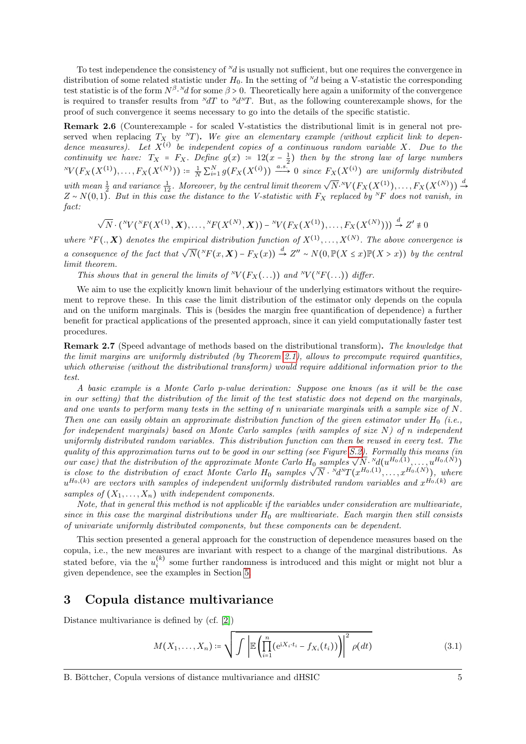To test independence the consistency of ${}^N d$ is usually not sufficient, but one requires the convergence in distribution of some related statistic under $H_0$. In the setting of ${}^N d$ being a V-statistic the corresponding test statistic is of the form $N^\beta \cdot {}^N d$ for some $\beta > 0$. Theoretically here again a uniformity of the convergence is required to transfer results from ${}^N dT$ to ${}^N d^N T$. But, as the following counterexample shows, for the proof of such convergence it seems necessary to go into the details of the specific statistic.

**Remark 2.6** (Counterexample - for scaled V-statistics the distributional limit is in general not preserved when replacing $T_X$ by ${}^N T$). *We give an elementary example (without explicit link to dependence measures). Let $X^{(i)}$ be independent copies of a continuous random variable $X$. Due to the continuity we have: $T_X = F_X$. Define $g(x) := 12(x - \frac{1}{2})$ then by the strong law of large numbers ${}^N V(F_X(X^{(1)}), \ldots, F_X(X^{(N)})) := \frac{1}{N} \sum_{i=1}^N g(F_X(X^{(i)})) \xrightarrow{a.s.} 0$ since $F_X(X^{(i)})$ are uniformly distributed with mean $\frac{1}{2}$ and variance $\frac{1}{12}$. Moreover, by the central limit theorem $\sqrt{N} \cdot {}^N V(F_X(X^{(1)}), \ldots, F_X(X^{(N)})) \xrightarrow{d} Z \sim N(0,1)$. But in this case the distance to the V-statistic with $F_X$ replaced by ${}^N F$ does not vanish, in fact:*

$$\sqrt{N} \cdot ({}^N V({}^N F(X^{(1)}, \boldsymbol{X}), \ldots, {}^N F(X^{(N)}, \boldsymbol{X})) - {}^N V(F_X(X^{(1)}), \ldots, F_X(X^{(N)}))) \xrightarrow{d} Z' \not\equiv 0$$

*where ${}^N F(., \boldsymbol{X})$ denotes the empirical distribution function of $X^{(1)}, \ldots, X^{(N)}$. The above convergence is a consequence of the fact that $\sqrt{N}({}^N F(x, \boldsymbol{X}) - F_X(x)) \xrightarrow{d} Z'' \sim N(0, \mathbb{P}(X \le x)\mathbb{P}(X > x))$ by the central limit theorem.*

*This shows that in general the limits of ${}^N V(F_X(\ldots))$ and ${}^N V({}^N F(\ldots))$ differ.*

We aim to use the explicitly known limit behaviour of the underlying estimators without the requirement to reprove these. In this case the limit distribution of the estimator only depends on the copula and on the uniform marginals. This is (besides the margin free quantification of dependence) a further benefit for practical applications of the presented approach, since it can yield computationally faster test procedures.

**Remark 2.7** (Speed advantage of methods based on the distributional transform). *The knowledge that the limit margins are uniformly distributed (by Theorem 2.1), allows to precompute required quantities, which otherwise (without the distributional transform) would require additional information prior to the test.*

*A basic example is a Monte Carlo p-value derivation: Suppose one knows (as it will be the case in our setting) that the distribution of the limit of the test statistic does not depend on the marginals, and one wants to perform many tests in the setting of $n$ univariate marginals with a sample size of $N$. Then one can easily obtain an approximate distribution function of the given estimator under $H_0$ (i.e., for independent marginals) based on Monte Carlo samples (with samples of size $N$) of $n$ independent uniformly distributed random variables. This distribution function can then be reused in every test. The quality of this approximation turns out to be good in our setting (see Figure S.2). Formally this means (in our case) that the distribution of the approximate Monte Carlo $H_0$ samples $\sqrt{N} \cdot {}^N d(u^{H_0,(1)}, \ldots, u^{H_0,(N)})$ is close to the distribution of exact Monte Carlo $H_0$ samples $\sqrt{N} \cdot {}^N d^N T(x^{H_0,(1)}, \ldots, x^{H_0,(N)})$, where $u^{H_0,(k)}$ are vectors with samples of independent uniformly distributed random variables and $x^{H_0,(k)}$ are samples of $(X_1, \ldots, X_n)$ with independent components.*

*Note, that in general this method is not applicable if the variables under consideration are multivariate, since in this case the marginal distributions under $H_0$ are multivariate. Each margin then still consists of univariate uniformly distributed components, but these components can be dependent.*

This section presented a general approach for the construction of dependence measures based on the copula, i.e., the new measures are invariant with respect to a change of the marginal distributions. As stated before, via the $u_i^{(k)}$ some further randomness is introduced and this might or might not blur a given dependence, see the examples in Section 5.

# 3 Copula distance multivariance

Distance multivariance is defined by (cf. [2])

$$M(X_1, \ldots, X_n) := \sqrt{\int \left| \mathbb{E}\left( \prod_{i=1}^n (\mathrm{e}^{\mathrm{i} X_i \cdot t_i} - f_{X_i}(t_i)) \right) \right|^2 \rho(dt)} \tag{3.1}$$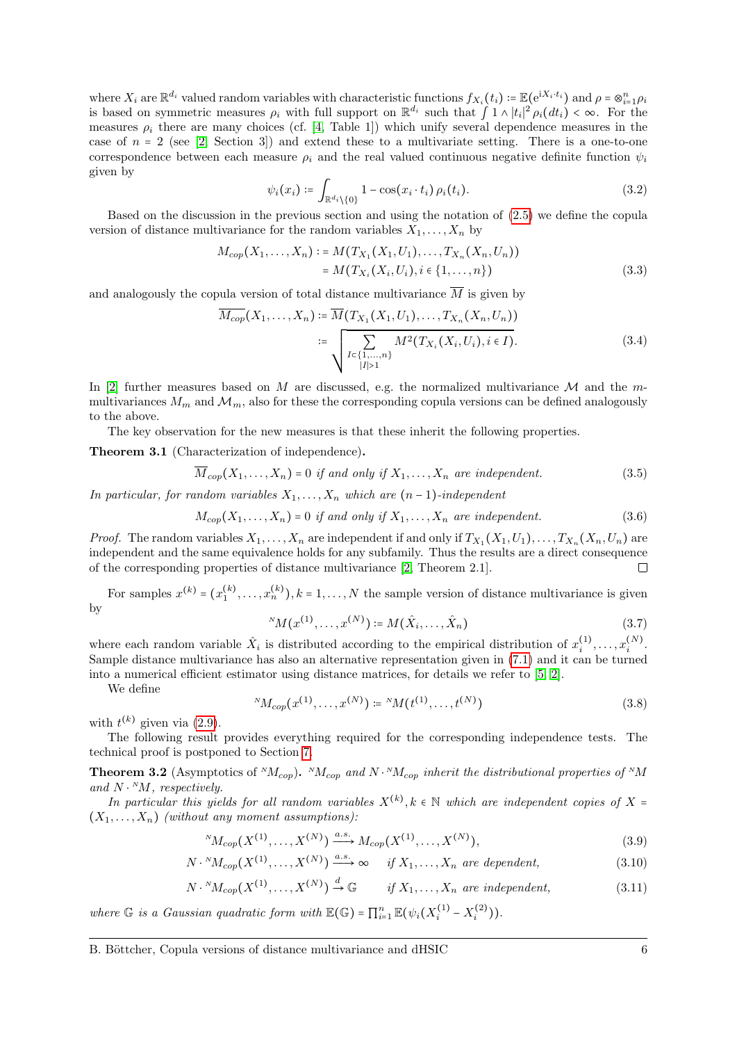where $X_i$ are $\mathbb{R}^{d_i}$ valued random variables with characteristic functions $f_{X_i}(t_i) := \mathbb{E}(e^{iX_i \cdot t_i})$ and $\rho = \otimes_{i=1}^n \rho_i$ is based on symmetric measures $\rho_i$ with full support on $\mathbb{R}^{d_i}$ such that $\int 1 \wedge |t_i|^2 \rho_i(dt_i) < \infty$. For the measures $\rho_i$ there are many choices (cf. [4, Table 1]) which unify several dependence measures in the case of $n = 2$ (see [2, Section 3]) and extend these to a multivariate setting. There is a one-to-one correspondence between each measure $\rho_i$ and the real valued continuous negative definite function $\psi_i$ given by

$$\psi_i(x_i) := \int_{\mathbb{R}^{d_i} \setminus \{0\}} 1 - \cos(x_i \cdot t_i)\, \rho_i(t_i). \tag{3.2}$$

Based on the discussion in the previous section and using the notation of (2.5) we define the copula version of distance multivariance for the random variables $X_1, \ldots, X_n$ by

$$\begin{aligned} M_{cop}(X_1, \ldots, X_n) &:= M(T_{X_1}(X_1, U_1), \ldots, T_{X_n}(X_n, U_n)) \\ &= M(T_{X_i}(X_i, U_i), i \in \{1, \ldots, n\}) \end{aligned} \tag{3.3}$$

and analogously the copula version of total distance multivariance $\overline{M}$ is given by

$$\begin{aligned} \overline{M_{cop}}(X_1, \ldots, X_n) &:= \overline{M}(T_{X_1}(X_1, U_1), \ldots, T_{X_n}(X_n, U_n)) \\ &:= \sqrt{\sum_{\substack{I \subset \{1, \ldots, n\} \\ |I| > 1}} M^2(T_{X_i}(X_i, U_i), i \in I)}. \end{aligned} \tag{3.4}$$

In [2] further measures based on $M$ are discussed, e.g. the normalized multivariance $\mathcal{M}$ and the $m$-multivariances $M_m$ and $\mathcal{M}_m$, also for these the corresponding copula versions can be defined analogously to the above.

The key observation for the new measures is that these inherit the following properties.

**Theorem 3.1** (Characterization of independence)**.**

$$\overline{M}_{cop}(X_1, \ldots, X_n) = 0 \text{ if and only if } X_1, \ldots, X_n \text{ are independent.} \tag{3.5}$$

*In particular, for random variables $X_1, \ldots, X_n$ which are $(n-1)$-independent*

$$M_{cop}(X_1, \ldots, X_n) = 0 \text{ if and only if } X_1, \ldots, X_n \text{ are independent.} \tag{3.6}$$

*Proof.* The random variables $X_1, \ldots, X_n$ are independent if and only if $T_{X_1}(X_1, U_1), \ldots, T_{X_n}(X_n, U_n)$ are independent and the same equivalence holds for any subfamily. Thus the results are a direct consequence of the corresponding properties of distance multivariance [2, Theorem 2.1]. □

For samples $x^{(k)} = (x_1^{(k)}, \ldots, x_n^{(k)}), k = 1, \ldots, N$ the sample version of distance multivariance is given by

$${}^N M(x^{(1)}, \ldots, x^{(N)}) := M(\hat{X}_1, \ldots, \hat{X}_n) \tag{3.7}$$

where each random variable $\hat{X}_i$ is distributed according to the empirical distribution of $x_i^{(1)}, \ldots, x_i^{(N)}$. Sample distance multivariance has also an alternative representation given in (7.1) and it can be turned into a numerical efficient estimator using distance matrices, for details we refer to [5, 2].

We define

$${}^N M_{cop}(x^{(1)}, \ldots, x^{(N)}) := {}^N M(t^{(1)}, \ldots, t^{(N)}) \tag{3.8}$$

with $t^{(k)}$ given via (2.9).

The following result provides everything required for the corresponding independence tests. The technical proof is postponed to Section 7.

**Theorem 3.2** (Asymptotics of ${}^N M_{cop}$)**.** *${}^N M_{cop}$ and $N \cdot {}^N M_{cop}$ inherit the distributional properties of ${}^N M$ and $N \cdot {}^N M$, respectively.*

*In particular this yields for all random variables $X^{(k)}, k \in \mathbb{N}$ which are independent copies of $X = (X_1, \ldots, X_n)$ (without any moment assumptions):*

$${}^N M_{cop}(X^{(1)}, \ldots, X^{(N)}) \xrightarrow{a.s.} M_{cop}(X^{(1)}, \ldots, X^{(N)}), \tag{3.9}$$

$$N \cdot {}^N M_{cop}(X^{(1)}, \ldots, X^{(N)}) \xrightarrow{a.s.} \infty \quad \text{if } X_1, \ldots, X_n \text{ are dependent,} \tag{3.10}$$

$$N \cdot {}^N M_{cop}(X^{(1)}, \ldots, X^{(N)}) \xrightarrow{d} \mathbb{G} \quad \text{if } X_1, \ldots, X_n \text{ are independent,} \tag{3.11}$$

*where $\mathbb{G}$ is a Gaussian quadratic form with $\mathbb{E}(\mathbb{G}) = \prod_{i=1}^n \mathbb{E}(\psi_i(X_i^{(1)} - X_i^{(2)}))$.*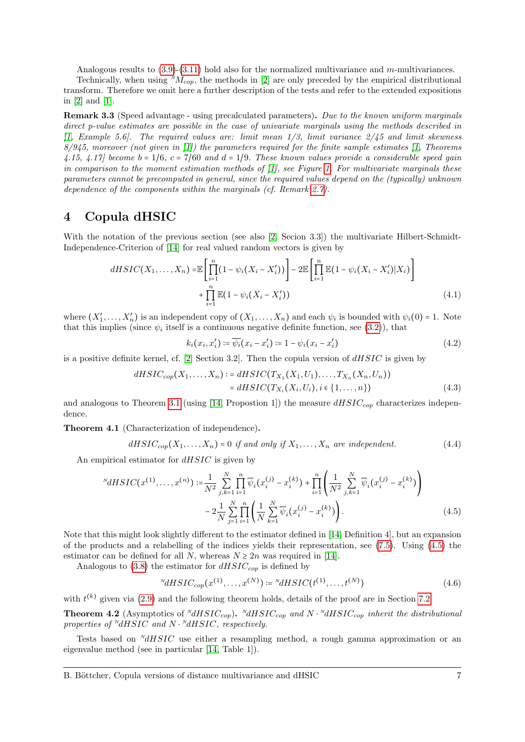Analogous results to (3.9)-(3.11) hold also for the normalized multivariance and $m$-multivariances.

Technically, when using ${}^N M_{cop}$, the methods in [2] are only preceded by the empirical distributional transform. Therefore we omit here a further description of the tests and refer to the extended expositions in [2] and [1].

**Remark 3.3** (Speed advantage - using precalculated parameters)**.** *Due to the known uniform marginals direct p-value estimates are possible in the case of univariate marginals using the methods described in [1, Example 5.6]. The required values are: limit mean 1/3, limit variance 2/45 and limit skewness 8/945, moreover (not given in [1]) the parameters required for the finite sample estimates [1, Theorems 4.15, 4.17] become $b = 1/6$, $c = 7/60$ and $d = 1/9$. These known values provide a considerable speed gain in comparison to the moment estimation methods of [1], see Figure 1. For multivariate marginals these parameters cannot be precomputed in general, since the required values depend on the (typically) unknown dependence of the components within the marginals (cf. Remark 2.7).*

## 4 Copula dHSIC

With the notation of the previous section (see also [2, Secion 3.3]) the multivariate Hilbert-Schmidt-Independence-Criterion of [14] for real valued random vectors is given by

$$\begin{aligned} dHSIC(X_1,\dots,X_n) =& \mathbb{E}\left[\prod_{i=1}^n (1-\psi_i(X_i - X_i'))\right] - 2\mathbb{E}\left[\prod_{i=1}^n \mathbb{E}(1-\psi_i(X_i - X_i')|X_i)\right] \\ &+ \prod_{i=1}^n \mathbb{E}(1-\psi_i(X_i-X_i')) \end{aligned} \tag{4.1}$$

where $(X_1',\dots,X_n')$ is an independent copy of $(X_1,\dots,X_n)$ and each $\psi_i$ is bounded with $\psi_i(0) = 1$. Note that this implies (since $\psi_i$ itself is a continuous negative definite function, see (3.2)), that

$$k_i(x_i,x_i') := \overline{\psi_i}(x_i - x_i') := 1 - \psi_i(x_i - x_i') \tag{4.2}$$

is a positive definite kernel, cf. [2, Section 3.2]. Then the copula version of $dHSIC$ is given by

$$\begin{aligned} dHSIC_{cop}(X_1,\dots,X_n) :&= dHSIC(T_{X_1}(X_1,U_1),\dots,T_{X_n}(X_n,U_n)) \\ &= dHSIC(T_{X_i}(X_i,U_i), i \in \{1,\dots,n\}) \end{aligned} \tag{4.3}$$

and analogous to Theorem 3.1 (using [14, Propostion 1]) the measure $dHSIC_{cop}$ characterizes independence.

**Theorem 4.1** (Characterization of independence)**.**

$$dHSIC_{cop}(X_1,\dots,X_n) = 0 \text{ if and only if } X_1,\dots,X_n \text{ are independent.} \tag{4.4}$$

An empirical estimator for $dHSIC$ is given by

$$\begin{aligned} {}^N dHSIC(x^{(1)},\dots,x^{(n)}) :=& \frac{1}{N^2}\sum_{j,k=1}^N \prod_{i=1}^n \overline{\psi}_i(x_i^{(j)} - x_i^{(k)}) + \prod_{i=1}^n \left(\frac{1}{N^2}\sum_{j,k=1}^N \overline{\psi}_i(x_i^{(j)} - x_i^{(k)})\right) \\ &- 2\frac{1}{N}\sum_{j=1}^N \prod_{i=1}^n \left(\frac{1}{N}\sum_{k=1}^N \overline{\psi}_i(x_i^{(j)} - x_i^{(k)})\right). \end{aligned} \tag{4.5}$$

Note that this might look slightly different to the estimator defined in [14, Definition 4], but an expansion of the products and a relabelling of the indices yields their representation, see (7.5). Using (4.5) the estimator can be defined for all $N$, whereas $N \geq 2n$ was required in [14].

Analogous to (3.8) the estimator for $dHSIC_{cop}$ is defined by

$${}^N dHSIC_{cop}(x^{(1)},\dots,x^{(N)}) := {}^N dHSIC(t^{(1)},\dots,t^{(N)}) \tag{4.6}$$

with $t^{(k)}$ given via (2.9) and the following theorem holds, details of the proof are in Section 7.2.

**Theorem 4.2** (Asymptotics of ${}^N dHSIC_{cop}$)**.** *${}^N dHSIC_{cop}$ and $N \cdot {}^N dHSIC_{cop}$ inherit the distributional properties of ${}^N dHSIC$ and $N \cdot {}^N dHSIC$, respectively.*

Tests based on ${}^N dHSIC$ use either a resampling method, a rough gamma approximation or an eigenvalue method (see in particular [14, Table 1]).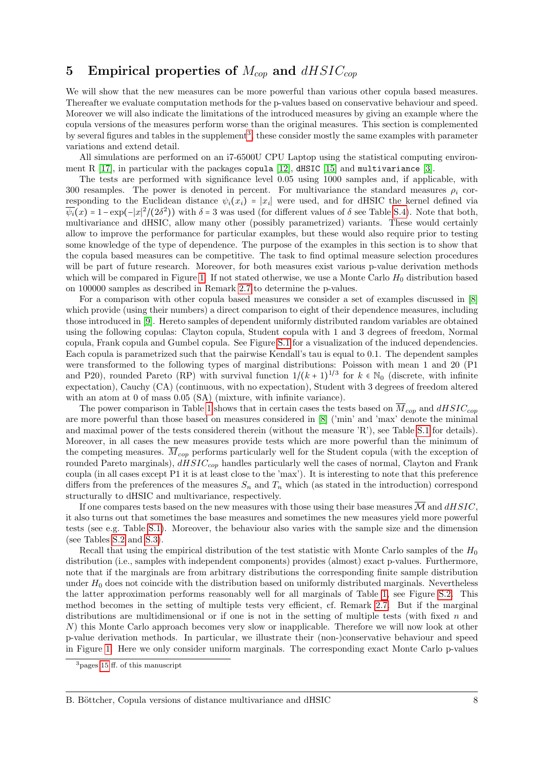## 5 Empirical properties of $M_{cop}$ and $dHSIC_{cop}$

We will show that the new measures can be more powerful than various other copula based measures. Thereafter we evaluate computation methods for the p-values based on conservative behaviour and speed. Moreover we will also indicate the limitations of the introduced measures by giving an example where the copula versions of the measures perform worse than the original measures. This section is complemented by several figures and tables in the supplement[3], these consider mostly the same examples with parameter variations and extend detail.

All simulations are performed on an i7-6500U CPU Laptop using the statistical computing environment R [17], in particular with the packages `copula` [12], `dHSIC` [15] and `multivariance` [3].

The tests are performed with significance level 0.05 using 1000 samples and, if applicable, with 300 resamples. The power is denoted in percent. For multivariance the standard measures $\rho_i$ corresponding to the Euclidean distance $\psi_i(x_i) = |x_i|$ were used, and for dHSIC the kernel defined via $\overline{\psi_i}(x) = 1 - \exp(-|x|^2/(2\delta^2))$ with $\delta = 3$ was used (for different values of $\delta$ see Table S.4). Note that both, multivariance and dHSIC, allow many other (possibly parametrized) variants. These would certainly allow to improve the performance for particular examples, but these would also require prior to testing some knowledge of the type of dependence. The purpose of the examples in this section is to show that the copula based measures can be competitive. The task to find optimal measure selection procedures will be part of future research. Moreover, for both measures exist various p-value derivation methods which will be compared in Figure 1. If not stated otherwise, we use a Monte Carlo $H_0$ distribution based on 100000 samples as described in Remark 2.7 to determine the p-values.

For a comparison with other copula based measures we consider a set of examples discussed in [8] which provide (using their numbers) a direct comparison to eight of their dependence measures, including those introduced in [9]. Hereto samples of dependent uniformly distributed random variables are obtained using the following copulas: Clayton copula, Student copula with 1 and 3 degrees of freedom, Normal copula, Frank copula and Gumbel copula. See Figure S.1 for a visualization of the induced dependencies. Each copula is parametrized such that the pairwise Kendall's tau is equal to 0.1. The dependent samples were transformed to the following types of marginal distributions: Poisson with mean 1 and 20 (P1 and P20), rounded Pareto (RP) with survival function $1/(k+1)^{1/3}$ for $k \in \mathbb{N}_0$ (discrete, with infinite expectation), Cauchy (CA) (continuous, with no expectation), Student with 3 degrees of freedom altered with an atom at 0 of mass 0.05 (SA) (mixture, with infinite variance).

The power comparison in Table 1 shows that in certain cases the tests based on $\overline{M}_{cop}$ and $dHSIC_{cop}$ are more powerful than those based on measures considered in [8] ('min' and 'max' denote the minimal and maximal power of the tests considered therein (without the measure 'R'), see Table S.1 for details). Moreover, in all cases the new measures provide tests which are more powerful than the minimum of the competing measures. $\overline{M}_{cop}$ performs particularly well for the Student copula (with the exception of rounded Pareto marginals), $dHSIC_{cop}$ handles particularly well the cases of normal, Clayton and Frank coupla (in all cases except P1 it is at least close to the 'max'). It is interesting to note that this preference differs from the preferences of the measures $S_n$ and $T_n$ which (as stated in the introduction) correspond structurally to dHSIC and multivariance, respectively.

If one compares tests based on the new measures with those using their base measures $\overline{\mathcal{M}}$ and $dHSIC$, it also turns out that sometimes the base measures and sometimes the new measures yield more powerful tests (see e.g. Table S.1). Moreover, the behaviour also varies with the sample size and the dimension (see Tables S.2 and S.3).

Recall that using the empirical distribution of the test statistic with Monte Carlo samples of the $H_0$ distribution (i.e., samples with independent components) provides (almost) exact p-values. Furthermore, note that if the marginals are from arbitrary distributions the corresponding finite sample distribution under $H_0$ does not coincide with the distribution based on uniformly distributed marginals. Nevertheless the latter approximation performs reasonably well for all marginals of Table 1, see Figure S.2. This method becomes in the setting of multiple tests very efficient, cf. Remark 2.7. But if the marginal distributions are multidimensional or if one is not in the setting of multiple tests (with fixed $n$ and $N$) this Monte Carlo approach becomes very slow or inapplicable. Therefore we will now look at other p-value derivation methods. In particular, we illustrate their (non-)conservative behaviour and speed in Figure 1. Here we only consider uniform marginals. The corresponding exact Monte Carlo p-values

[3] pages 15 ff. of this manuscript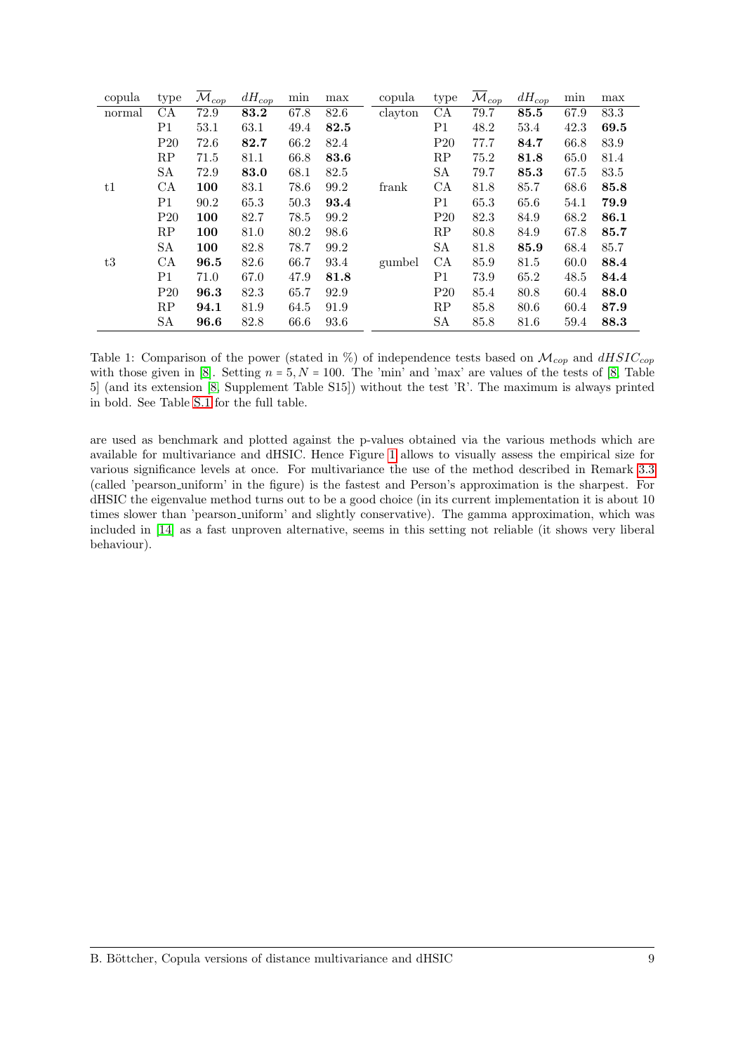| copula | type | $\overline{\mathcal{M}}_{cop}$ | $dH_{cop}$ | min | max | copula | type | $\overline{\mathcal{M}}_{cop}$ | $dH_{cop}$ | min | max |
|---|---|---|---|---|---|---|---|---|---|---|---|
| normal | CA | 72.9 | **83.2** | 67.8 | 82.6 | clayton | CA | 79.7 | **85.5** | 67.9 | 83.3 |
| | P1 | 53.1 | 63.1 | 49.4 | **82.5** | | P1 | 48.2 | 53.4 | 42.3 | **69.5** |
| | P20 | 72.6 | **82.7** | 66.2 | 82.4 | | P20 | 77.7 | **84.7** | 66.8 | 83.9 |
| | RP | 71.5 | 81.1 | 66.8 | **83.6** | | RP | 75.2 | **81.8** | 65.0 | 81.4 |
| | SA | 72.9 | **83.0** | 68.1 | 82.5 | | SA | 79.7 | **85.3** | 67.5 | 83.5 |
| t1 | CA | **100** | 83.1 | 78.6 | 99.2 | frank | CA | 81.8 | 85.7 | 68.6 | **85.8** |
| | P1 | 90.2 | 65.3 | 50.3 | **93.4** | | P1 | 65.3 | 65.6 | 54.1 | **79.9** |
| | P20 | **100** | 82.7 | 78.5 | 99.2 | | P20 | 82.3 | 84.9 | 68.2 | **86.1** |
| | RP | **100** | 81.0 | 80.2 | 98.6 | | RP | 80.8 | 84.9 | 67.8 | **85.7** |
| | SA | **100** | 82.8 | 78.7 | 99.2 | | SA | 81.8 | **85.9** | 68.4 | 85.7 |
| t3 | CA | **96.5** | 82.6 | 66.7 | 93.4 | gumbel | CA | 85.9 | 81.5 | 60.0 | **88.4** |
| | P1 | 71.0 | 67.0 | 47.9 | **81.8** | | P1 | 73.9 | 65.2 | 48.5 | **84.4** |
| | P20 | **96.3** | 82.3 | 65.7 | 92.9 | | P20 | 85.4 | 80.8 | 60.4 | **88.0** |
| | RP | **94.1** | 81.9 | 64.5 | 91.9 | | RP | 85.8 | 80.6 | 60.4 | **87.9** |
| | SA | **96.6** | 82.8 | 66.6 | 93.6 | | SA | 85.8 | 81.6 | 59.4 | **88.3** |

Table 1: Comparison of the power (stated in %) of independence tests based on $\mathcal{M}_{cop}$ and $dHSIC_{cop}$ with those given in [8]. Setting $n = 5, N = 100$. The 'min' and 'max' are values of the tests of [8, Table 5] (and its extension [8, Supplement Table S15]) without the test 'R'. The maximum is always printed in bold. See Table S.1 for the full table.

are used as benchmark and plotted against the p-values obtained via the various methods which are available for multivariance and dHSIC. Hence Figure 1 allows to visually assess the empirical size for various significance levels at once. For multivariance the use of the method described in Remark 3.3 (called 'pearson_uniform' in the figure) is the fastest and Person's approximation is the sharpest. For dHSIC the eigenvalue method turns out to be a good choice (in its current implementation it is about 10 times slower than 'pearson_uniform' and slightly conservative). The gamma approximation, which was included in [14] as a fast unproven alternative, seems in this setting not reliable (it shows very liberal behaviour).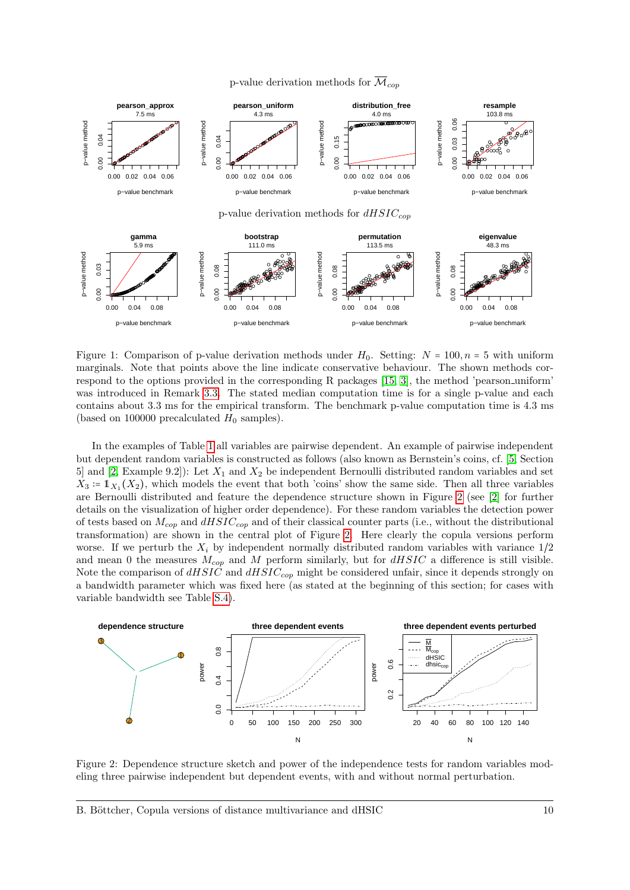Figure 1: Comparison of p-value derivation methods under $H_0$. Setting: $N = 100, n = 5$ with uniform marginals. Note that points above the line indicate conservative behaviour. The shown methods correspond to the options provided in the corresponding R packages [15, 3], the method 'pearson_uniform' was introduced in Remark 3.3. The stated median computation time is for a single p-value and each contains about 3.3 ms for the empirical transform. The benchmark p-value computation time is 4.3 ms (based on 100000 precalculated $H_0$ samples).

In the examples of Table 1 all variables are pairwise dependent. An example of pairwise independent but dependent random variables is constructed as follows (also known as Bernstein's coins, cf. [5, Section 5] and [2, Example 9.2]): Let $X_1$ and $X_2$ be independent Bernoulli distributed random variables and set $X_3 := \mathbb{1}_{X_1}(X_2)$, which models the event that both 'coins' show the same side. Then all three variables are Bernoulli distributed and feature the dependence structure shown in Figure 2 (see [2] for further details on the visualization of higher order dependence). For these random variables the detection power of tests based on $M_{cop}$ and $dHSIC_{cop}$ and of their classical counter parts (i.e., without the distributional transformation) are shown in the central plot of Figure 2. Here clearly the copula versions perform worse. If we perturb the $X_i$ by independent normally distributed random variables with variance 1/2 and mean 0 the measures $M_{cop}$ and $M$ perform similarly, but for $dHSIC$ a difference is still visible. Note the comparison of $dHSIC$ and $dHSIC_{cop}$ might be considered unfair, since it depends strongly on a bandwidth parameter which was fixed here (as stated at the beginning of this section; for cases with variable bandwidth see Table S.4).

Figure 2: Dependence structure sketch and power of the independence tests for random variables modeling three pairwise independent but dependent events, with and without normal perturbation.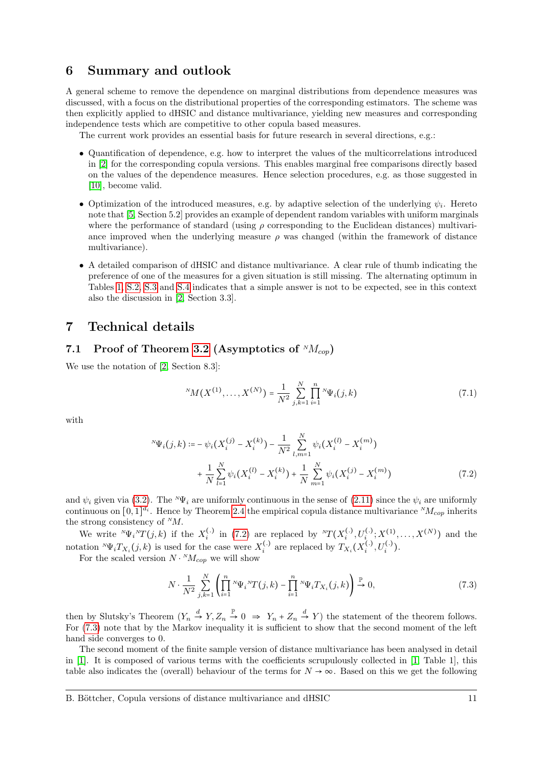## 6 Summary and outlook

A general scheme to remove the dependence on marginal distributions from dependence measures was discussed, with a focus on the distributional properties of the corresponding estimators. The scheme was then explicitly applied to dHSIC and distance multivariance, yielding new measures and corresponding independence tests which are competitive to other copula based measures.

The current work provides an essential basis for future research in several directions, e.g.:

- Quantification of dependence, e.g. how to interpret the values of the multicorrelations introduced in [2] for the corresponding copula versions. This enables marginal free comparisons directly based on the values of the dependence measures. Hence selection procedures, e.g. as those suggested in [10], become valid.
- Optimization of the introduced measures, e.g. by adaptive selection of the underlying $\psi_i$. Hereto note that [5, Section 5.2] provides an example of dependent random variables with uniform marginals where the performance of standard (using $\rho$ corresponding to the Euclidean distances) multivariance improved when the underlying measure $\rho$ was changed (within the framework of distance multivariance).
- A detailed comparison of dHSIC and distance multivariance. A clear rule of thumb indicating the preference of one of the measures for a given situation is still missing. The alternating optimum in Tables 1, S.2, S.3 and S.4 indicates that a simple answer is not to be expected, see in this context also the discussion in [2, Section 3.3].

## 7 Technical details

### 7.1 Proof of Theorem 3.2 (Asymptotics of ${}^N M_{cop}$)

We use the notation of [2, Section 8.3]:

$$
{}^N M(X^{(1)}, \ldots, X^{(N)}) = \frac{1}{N^2} \sum_{j,k=1}^{N} \prod_{i=1}^{n} {}^N\Psi_i(j,k) \tag{7.1}
$$

with

$$
\begin{aligned}
{}^N\Psi_i(j,k) := -\, \psi_i(X_i^{(j)} - X_i^{(k)}) - \frac{1}{N^2} \sum_{l,m=1}^{N} \psi_i(X_i^{(l)} - X_i^{(m)}) \\
+ \frac{1}{N} \sum_{l=1}^{N} \psi_i(X_i^{(l)} - X_i^{(k)}) + \frac{1}{N} \sum_{m=1}^{N} \psi_i(X_i^{(j)} - X_i^{(m)})
\end{aligned} \tag{7.2}
$$

and $\psi_i$ given via (3.2). The ${}^N\Psi_i$ are uniformly continuous in the sense of (2.11) since the $\psi_i$ are uniformly continuous on $[0,1]^{d_i}$. Hence by Theorem 2.4 the empirical copula distance multivariance ${}^N M_{cop}$ inherits the strong consistency of ${}^N M$.

We write ${}^N\Psi_i {}^N T(j,k)$ if the $X_i^{(.)}$ in (7.2) are replaced by ${}^N T(X_i^{(.)}, U_i^{(.)}; X^{(1)}, \ldots, X^{(N)})$ and the notation ${}^N\Psi_i T_{X_i}(j,k)$ is used for the case were $X_i^{(.)}$ are replaced by $T_{X_i}(X_i^{(.)}, U_i^{(.)})$.

For the scaled version $N \cdot {}^N M_{cop}$ we will show

$$
N \cdot \frac{1}{N^2} \sum_{j,k=1}^{N} \left( \prod_{i=1}^{n} {}^N\Psi_i {}^N T(j,k) - \prod_{i=1}^{n} {}^N\Psi_i T_{X_i}(j,k) \right) \xrightarrow{\mathbb{P}} 0, \tag{7.3}
$$

then by Slutsky's Theorem ($Y_n \xrightarrow{d} Y, Z_n \xrightarrow{\mathbb{P}} 0 \;\Rightarrow\; Y_n + Z_n \xrightarrow{d} Y$) the statement of the theorem follows. For (7.3) note that by the Markov inequality it is sufficient to show that the second moment of the left hand side converges to 0.

The second moment of the finite sample version of distance multivariance has been analysed in detail in [1]. It is composed of various terms with the coefficients scrupulously collected in [1, Table 1], this table also indicates the (overall) behaviour of the terms for $N \to \infty$. Based on this we get the following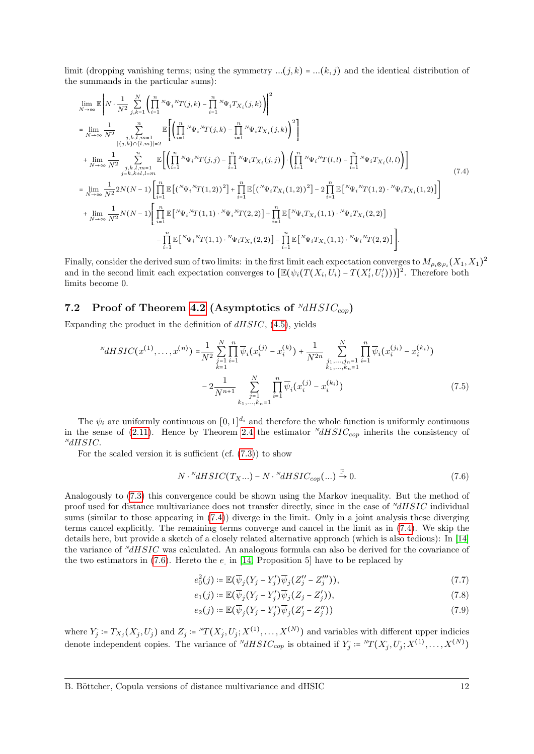limit (dropping vanishing terms; using the symmetry $...(j,k) = ...(k,j)$ and the identical distribution of the summands in the particular sums):

$$
\begin{aligned}
&\lim_{N\to\infty} \mathbb{E}\left| N \cdot \frac{1}{N^2} \sum_{j,k=1}^{N} \left( \prod_{i=1}^{n} {}^N\Psi_i {}^N T(j,k) - \prod_{i=1}^{n} {}^N\Psi_i T_{X_i}(j,k) \right) \right|^2 \\
&= \lim_{N\to\infty} \frac{1}{N^2} \sum_{\substack{j,k,l,m=1 \\ |\{j,k\}\cap\{l,m\}|=2}}^{n} \mathbb{E}\left[ \left( \prod_{i=1}^{n} {}^N\Psi_i {}^N T(j,k) - \prod_{i=1}^{n} {}^N\Psi_i T_{X_i}(j,k) \right)^2 \right] \\
&\quad + \lim_{N\to\infty} \frac{1}{N^2} \sum_{\substack{j,k,l,m=1 \\ j=k, k\neq l, l=m}}^{n} \mathbb{E}\left[ \left( \prod_{i=1}^{n} {}^N\Psi_i {}^N T(j,j) - \prod_{i=1}^{n} {}^N\Psi_i T_{X_i}(j,j) \right) \cdot \left( \prod_{i=1}^{n} {}^N\Psi_i {}^N T(l,l) - \prod_{i=1}^{n} {}^N\Psi_i T_{X_i}(l,l) \right) \right] \\
&= \lim_{N\to\infty} \frac{1}{N^2} 2N(N-1) \left[ \prod_{i=1}^{n} \mathbb{E}\left[ ({}^N\Psi_i {}^N T(1,2))^2 \right] + \prod_{i=1}^{n} \mathbb{E}\left[ ({}^N\Psi_i T_{X_i}(1,2))^2 \right] - 2 \prod_{i=1}^{n} \mathbb{E}\left[ {}^N\Psi_i {}^N T(1,2) \cdot {}^N\Psi_i T_{X_i}(1,2) \right] \right] \\
&\quad + \lim_{N\to\infty} \frac{1}{N^2} N(N-1) \left[ \prod_{i=1}^{n} \mathbb{E}\left[ {}^N\Psi_i {}^N T(1,1) \cdot {}^N\Psi_i {}^N T(2,2) \right] + \prod_{i=1}^{n} \mathbb{E}\left[ {}^N\Psi_i T_{X_i}(1,1) \cdot {}^N\Psi_i T_{X_i}(2,2) \right] \right. \\
&\qquad \left. - \prod_{i=1}^{n} \mathbb{E}\left[ {}^N\Psi_i {}^N T(1,1) \cdot {}^N\Psi_i T_{X_i}(2,2) \right] - \prod_{i=1}^{n} \mathbb{E}\left[ {}^N\Psi_i T_{X_i}(1,1) \cdot {}^N\Psi_i {}^N T(2,2) \right] \right].
\end{aligned}
\tag{7.4}
$$

Finally, consider the derived sum of two limits: in the first limit each expectation converges to $M_{\rho_i \otimes \rho_i}(X_1, X_1)^2$ and in the second limit each expectation converges to $[\mathbb{E}(\psi_i(T(X_i, U_i) - T(X_i', U_i')))]^2$. Therefore both limits become 0.

## 7.2 Proof of Theorem 4.2 (Asymptotics of ${}^N dHSIC_{cop}$)

Expanding the product in the definition of $dHSIC$, (4.5), yields

$$
\begin{aligned}
{}^N dHSIC(x^{(1)}, \ldots, x^{(n)}) &= \frac{1}{N^2} \sum_{\substack{j=1 \\ k=1}}^{N} \prod_{i=1}^{n} \overline{\psi}_i(x_i^{(j)} - x_i^{(k)}) + \frac{1}{N^{2n}} \sum_{\substack{j_1,\ldots,j_n=1 \\ k_1,\ldots,k_n=1}}^{N} \prod_{i=1}^{n} \overline{\psi}_i(x_i^{(j_i)} - x_i^{(k_i)}) \\
&\quad - 2 \frac{1}{N^{n+1}} \sum_{\substack{j=1 \\ k_1,\ldots,k_n=1}}^{N} \prod_{i=1}^{n} \overline{\psi}_i(x_i^{(j)} - x_i^{(k_i)})
\end{aligned}
\tag{7.5}
$$

The $\psi_i$ are uniformly continuous on $[0,1]^{d_i}$ and therefore the whole function is uniformly continuous in the sense of (2.11). Hence by Theorem 2.4 the estimator ${}^N dHSIC_{cop}$ inherits the consistency of ${}^N dHSIC$.

For the scaled version it is sufficient (cf. (7.3)) to show

$$
N \cdot {}^N dHSIC(T_X \ldots) - N \cdot {}^N dHSIC_{cop}(\ldots) \xrightarrow{\mathbb{P}} 0.
\tag{7.6}
$$

Analogously to (7.3) this convergence could be shown using the Markov inequality. But the method of proof used for distance multivariance does not transfer directly, since in the case of ${}^N dHSIC$ individual sums (similar to those appearing in (7.4)) diverge in the limit. Only in a joint analysis these diverging terms cancel explicitly. The remaining terms converge and cancel in the limit as in (7.4). We skip the details here, but provide a sketch of a closely related alternative approach (which is also tedious): In [14] the variance of ${}^N dHSIC$ was calculated. An analogous formula can also be derived for the covariance of the two estimators in (7.6). Hereto the $e_.$ in [14, Proposition 5] have to be replaced by

$$
e_0^2(j) := \mathbb{E}(\overline{\psi}_j(Y_j - Y_j')\overline{\psi}_j(Z_j'' - Z_j''')),
\tag{7.7}
$$

$$
e_1(j) := \mathbb{E}(\overline{\psi}_j(Y_j - Y_j')\overline{\psi}_j(Z_j - Z_j')),
\tag{7.8}
$$

$$
e_2(j) := \mathbb{E}(\overline{\psi}_j(Y_j - Y_j')\overline{\psi}_j(Z_j' - Z_j''))
\tag{7.9}
$$

where $Y_j^{\cdot} := T_{X_j}(X_j^{\cdot}, U_j^{\cdot})$ and $Z_j^{\cdot} := {}^N T(X_j^{\cdot}, U_j^{\cdot}; X^{(1)}, \ldots, X^{(N)})$ and variables with different upper indicies denote independent copies. The variance of ${}^N dHSIC_{cop}$ is obtained if $Y_j^{\cdot} := {}^N T(X_j^{\cdot}, U_j^{\cdot}; X^{(1)}, \ldots, X^{(N)})$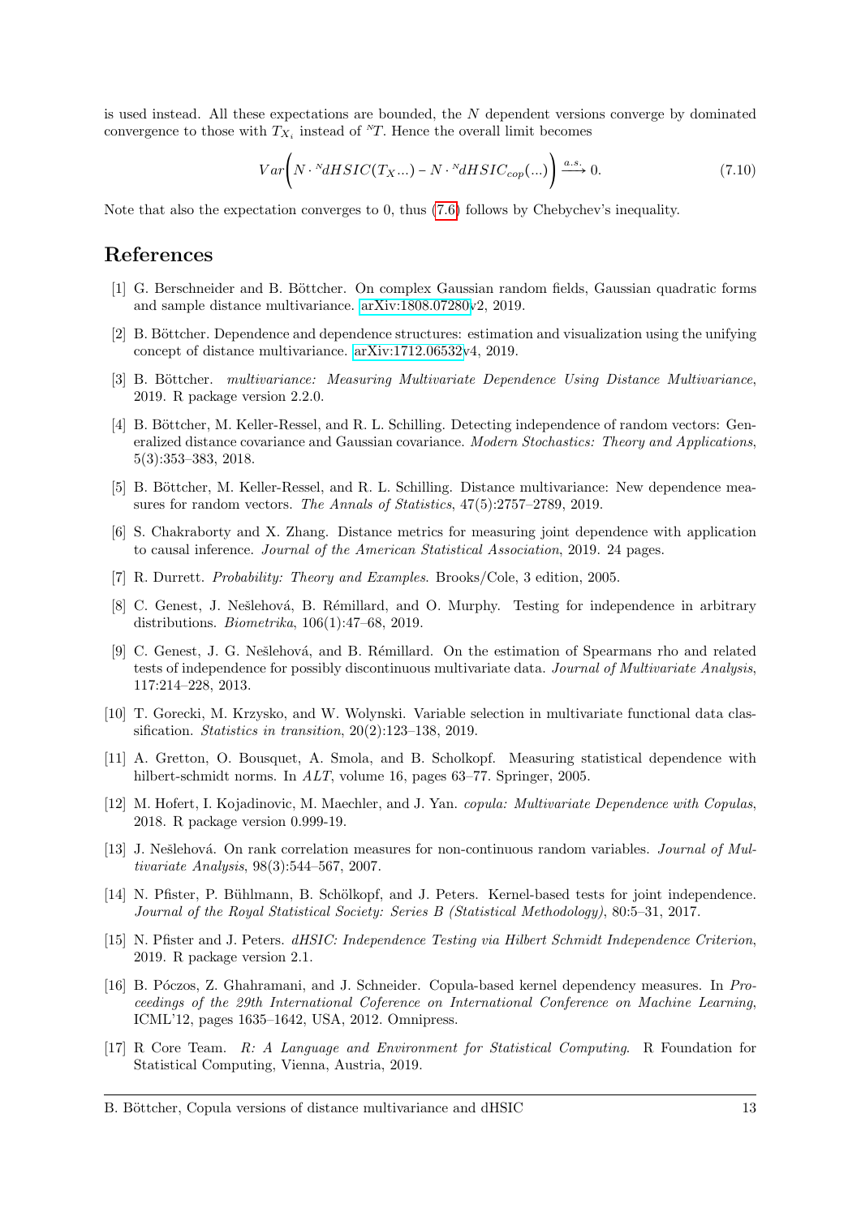is used instead. All these expectations are bounded, the $N$ dependent versions converge by dominated convergence to those with $T_{X_i}$ instead of ${}^N T$. Hence the overall limit becomes

$$Var\bigg(N \cdot {}^N dHSIC(T_X...) - N \cdot {}^N dHSIC_{cop}(...)\bigg) \xrightarrow{a.s.} 0. \tag{7.10}$$

Note that also the expectation converges to 0, thus (7.6) follows by Chebychev's inequality.

## References

[1] G. Berschneider and B. Böttcher. On complex Gaussian random fields, Gaussian quadratic forms and sample distance multivariance. arXiv:1808.07280v2, 2019.

[2] B. Böttcher. Dependence and dependence structures: estimation and visualization using the unifying concept of distance multivariance. arXiv:1712.06532v4, 2019.

[3] B. Böttcher. *multivariance: Measuring Multivariate Dependence Using Distance Multivariance*, 2019. R package version 2.2.0.

[4] B. Böttcher, M. Keller-Ressel, and R. L. Schilling. Detecting independence of random vectors: Generalized distance covariance and Gaussian covariance. *Modern Stochastics: Theory and Applications*, 5(3):353–383, 2018.

[5] B. Böttcher, M. Keller-Ressel, and R. L. Schilling. Distance multivariance: New dependence measures for random vectors. *The Annals of Statistics*, 47(5):2757–2789, 2019.

[6] S. Chakraborty and X. Zhang. Distance metrics for measuring joint dependence with application to causal inference. *Journal of the American Statistical Association*, 2019. 24 pages.

[7] R. Durrett. *Probability: Theory and Examples*. Brooks/Cole, 3 edition, 2005.

[8] C. Genest, J. Nešlehová, B. Rémillard, and O. Murphy. Testing for independence in arbitrary distributions. *Biometrika*, 106(1):47–68, 2019.

[9] C. Genest, J. G. Nešlehová, and B. Rémillard. On the estimation of Spearmans rho and related tests of independence for possibly discontinuous multivariate data. *Journal of Multivariate Analysis*, 117:214–228, 2013.

[10] T. Gorecki, M. Krzysko, and W. Wolynski. Variable selection in multivariate functional data classification. *Statistics in transition*, 20(2):123–138, 2019.

[11] A. Gretton, O. Bousquet, A. Smola, and B. Scholkopf. Measuring statistical dependence with hilbert-schmidt norms. In *ALT*, volume 16, pages 63–77. Springer, 2005.

[12] M. Hofert, I. Kojadinovic, M. Maechler, and J. Yan. *copula: Multivariate Dependence with Copulas*, 2018. R package version 0.999-19.

[13] J. Nešlehová. On rank correlation measures for non-continuous random variables. *Journal of Multivariate Analysis*, 98(3):544–567, 2007.

[14] N. Pfister, P. Bühlmann, B. Schölkopf, and J. Peters. Kernel-based tests for joint independence. *Journal of the Royal Statistical Society: Series B (Statistical Methodology)*, 80:5–31, 2017.

[15] N. Pfister and J. Peters. *dHSIC: Independence Testing via Hilbert Schmidt Independence Criterion*, 2019. R package version 2.1.

[16] B. Póczos, Z. Ghahramani, and J. Schneider. Copula-based kernel dependency measures. In *Proceedings of the 29th International Coference on International Conference on Machine Learning*, ICML'12, pages 1635–1642, USA, 2012. Omnipress.

[17] R Core Team. *R: A Language and Environment for Statistical Computing*. R Foundation for Statistical Computing, Vienna, Austria, 2019.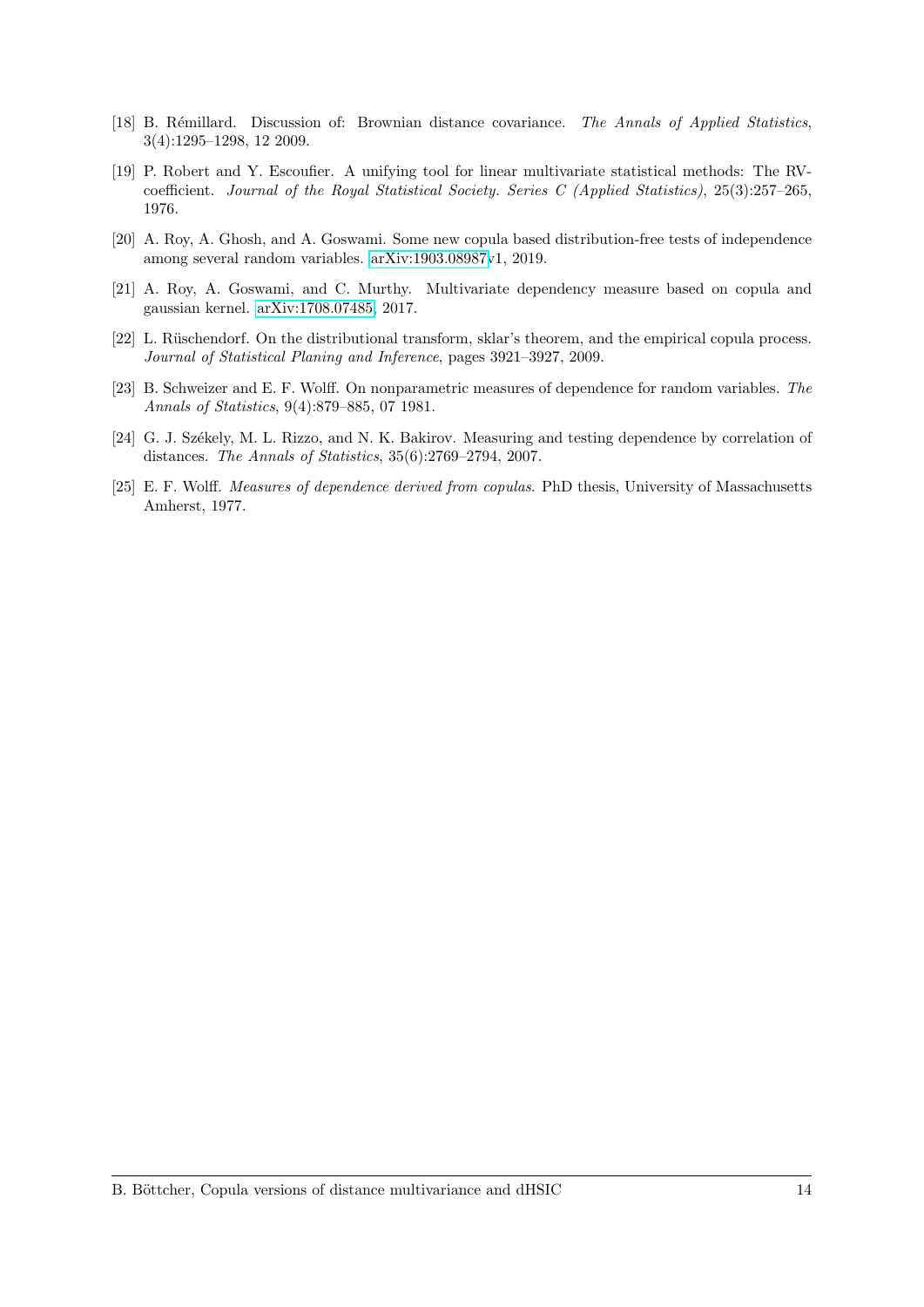[18] B. Rémillard. Discussion of: Brownian distance covariance. *The Annals of Applied Statistics*, 3(4):1295–1298, 12 2009.

[19] P. Robert and Y. Escoufier. A unifying tool for linear multivariate statistical methods: The RV-coefficient. *Journal of the Royal Statistical Society. Series C (Applied Statistics)*, 25(3):257–265, 1976.

[20] A. Roy, A. Ghosh, and A. Goswami. Some new copula based distribution-free tests of independence among several random variables. arXiv:1903.08987v1, 2019.

[21] A. Roy, A. Goswami, and C. Murthy. Multivariate dependency measure based on copula and gaussian kernel. arXiv:1708.07485, 2017.

[22] L. Rüschendorf. On the distributional transform, sklar's theorem, and the empirical copula process. *Journal of Statistical Planing and Inference*, pages 3921–3927, 2009.

[23] B. Schweizer and E. F. Wolff. On nonparametric measures of dependence for random variables. *The Annals of Statistics*, 9(4):879–885, 07 1981.

[24] G. J. Székely, M. L. Rizzo, and N. K. Bakirov. Measuring and testing dependence by correlation of distances. *The Annals of Statistics*, 35(6):2769–2794, 2007.

[25] E. F. Wolff. *Measures of dependence derived from copulas*. PhD thesis, University of Massachusetts Amherst, 1977.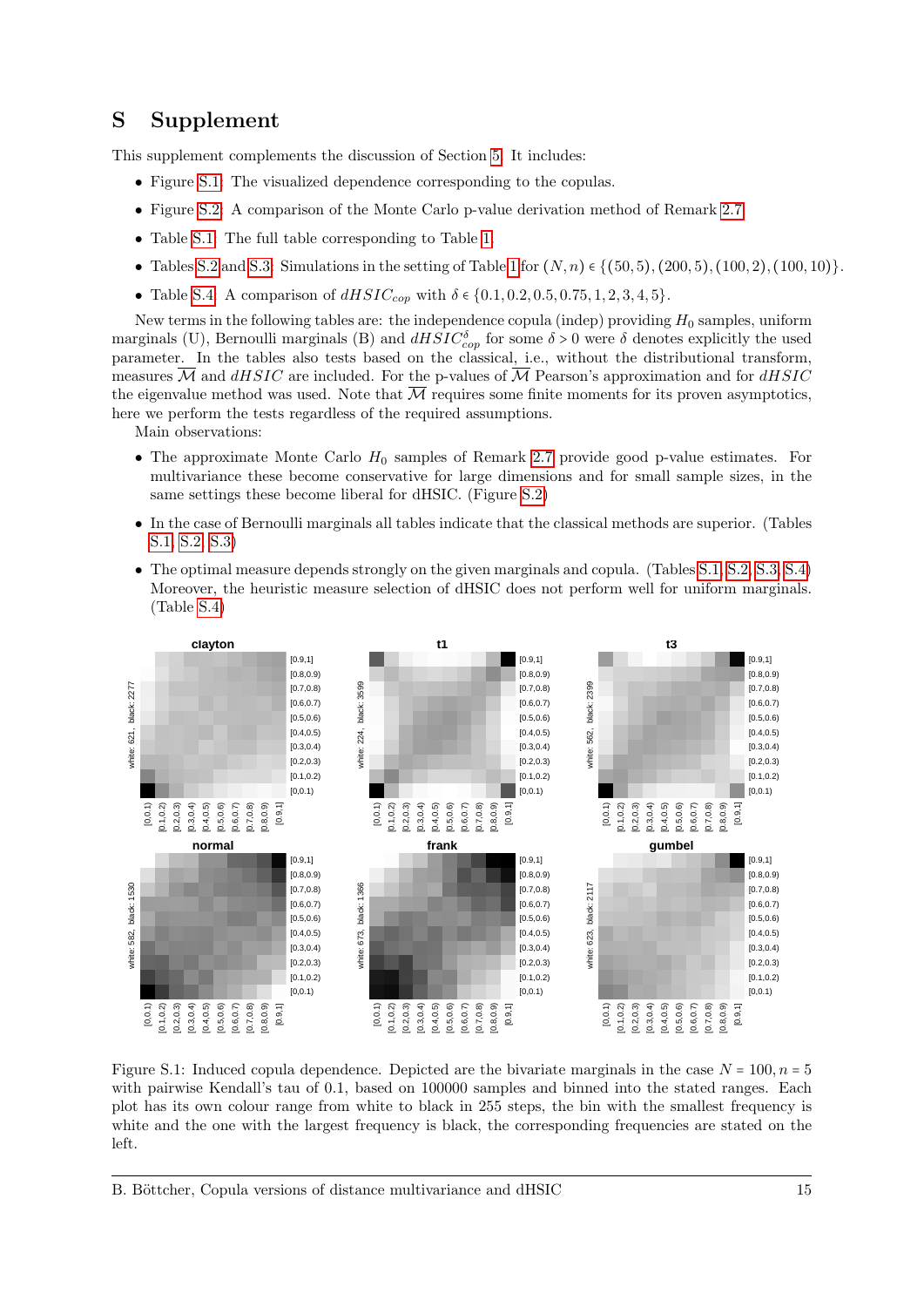# S Supplement

This supplement complements the discussion of Section 5. It includes:

- Figure S.1: The visualized dependence corresponding to the copulas.
- Figure S.2: A comparison of the Monte Carlo p-value derivation method of Remark 2.7.
- Table S.1: The full table corresponding to Table 1.
- Tables S.2 and S.3: Simulations in the setting of Table 1 for $(N,n) \in \{(50,5),(200,5),(100,2),(100,10)\}$.
- Table S.4: A comparison of $dHSIC_{cop}$ with $\delta \in \{0.1, 0.2, 0.5, 0.75, 1, 2, 3, 4, 5\}$.

New terms in the following tables are: the independence copula (indep) providing $H_0$ samples, uniform marginals (U), Bernoulli marginals (B) and $dHSIC_{cop}^{\delta}$ for some $\delta > 0$ were $\delta$ denotes explicitly the used parameter. In the tables also tests based on the classical, i.e., without the distributional transform, measures $\overline{\mathcal{M}}$ and $dHSIC$ are included. For the p-values of $\overline{\mathcal{M}}$ Pearson's approximation and for $dHSIC$ the eigenvalue method was used. Note that $\overline{\mathcal{M}}$ requires some finite moments for its proven asymptotics, here we perform the tests regardless of the required assumptions.

Main observations:

- The approximate Monte Carlo $H_0$ samples of Remark 2.7 provide good p-value estimates. For multivariance these become conservative for large dimensions and for small sample sizes, in the same settings these become liberal for dHSIC. (Figure S.2)
- In the case of Bernoulli marginals all tables indicate that the classical methods are superior. (Tables S.1, S.2, S.3)
- The optimal measure depends strongly on the given marginals and copula. (Tables S.1, S.2, S.3, S.4) Moreover, the heuristic measure selection of dHSIC does not perform well for uniform marginals. (Table S.4)

Figure S.1: Induced copula dependence. Depicted are the bivariate marginals in the case $N = 100, n = 5$ with pairwise Kendall's tau of 0.1, based on 100000 samples and binned into the stated ranges. Each plot has its own colour range from white to black in 255 steps, the bin with the smallest frequency is white and the one with the largest frequency is black, the corresponding frequencies are stated on the left.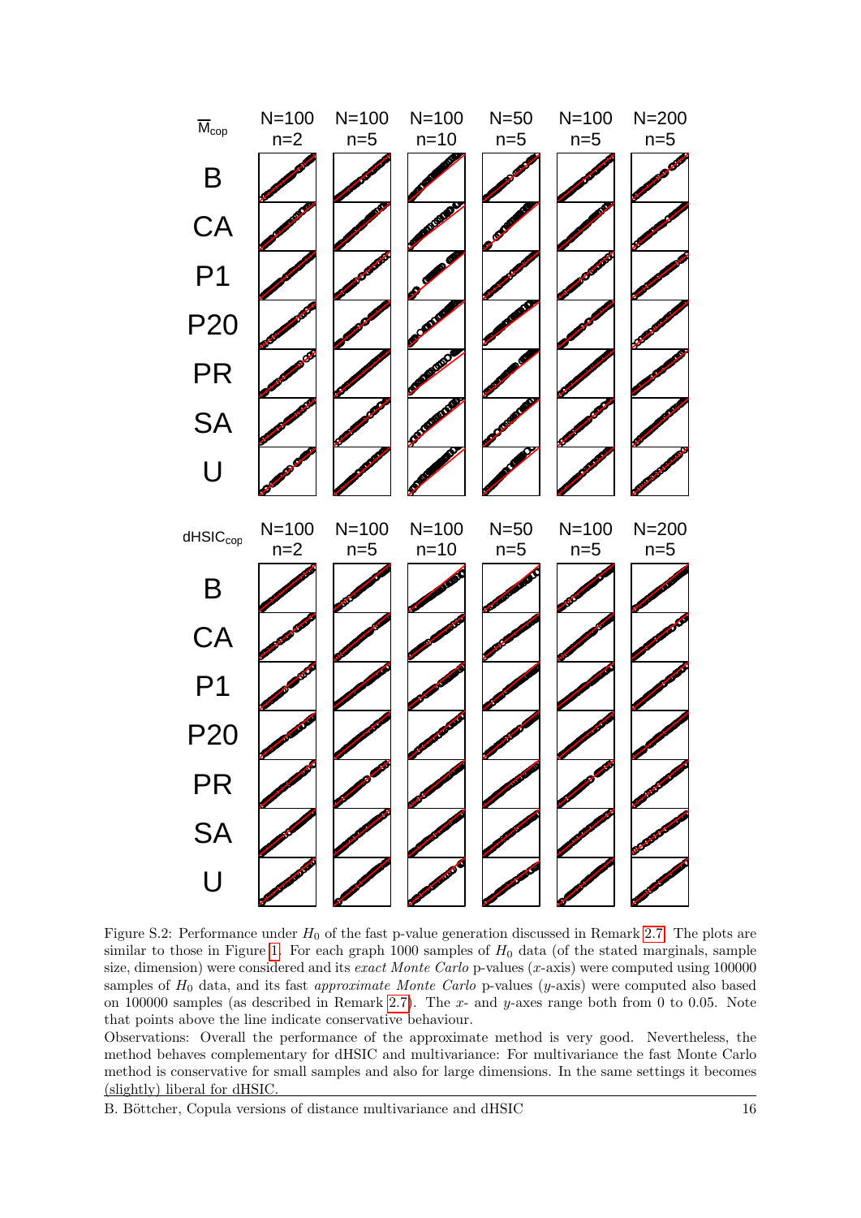Figure S.2: Performance under $H_0$ of the fast p-value generation discussed in Remark 2.7. The plots are similar to those in Figure 1. For each graph 1000 samples of $H_0$ data (of the stated marginals, sample size, dimension) were considered and its *exact Monte Carlo* p-values ($x$-axis) were computed using 100000 samples of $H_0$ data, and its fast *approximate Monte Carlo* p-values ($y$-axis) were computed also based on 100000 samples (as described in Remark 2.7). The $x$- and $y$-axes range both from 0 to 0.05. Note that points above the line indicate conservative behaviour.

Observations: Overall the performance of the approximate method is very good. Nevertheless, the method behaves complementary for dHSIC and multivariance: For multivariance the fast Monte Carlo method is conservative for small samples and also for large dimensions. In the same settings it becomes (slightly) liberal for dHSIC.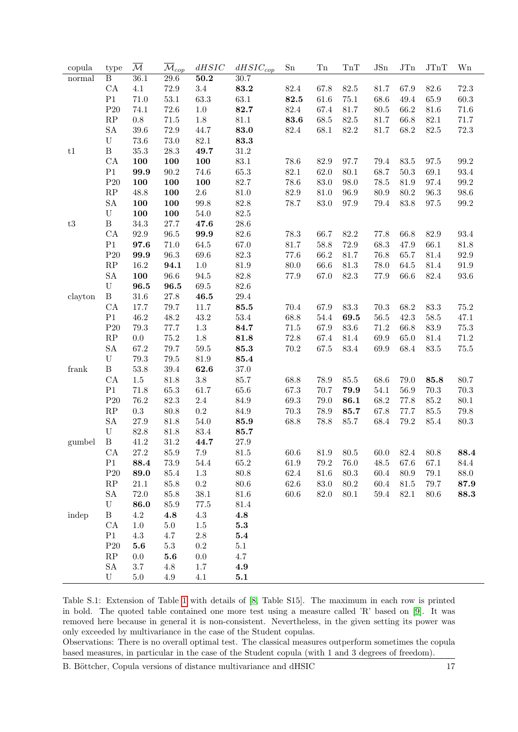| copula | type | $\overline{\mathcal{M}}$ | $\overline{\mathcal{M}}_{cop}$ | $dHSIC$ | $dHSIC_{cop}$ | Sn | Tn | TnT | JSn | JTn | JTnT | Wn |
|---|---|---|---|---|---|---|---|---|---|---|---|---|
| normal | B | 36.1 | 29.6 | **50.2** | 30.7 | | | | | | | |
| | CA | 4.1 | 72.9 | 3.4 | **83.2** | 82.4 | 67.8 | 82.5 | 81.7 | 67.9 | 82.6 | 72.3 |
| | P1 | 71.0 | 53.1 | 63.3 | 63.1 | **82.5** | 61.6 | 75.1 | 68.6 | 49.4 | 65.9 | 60.3 |
| | P20 | 74.1 | 72.6 | 1.0 | **82.7** | 82.4 | 67.4 | 81.7 | 80.5 | 66.2 | 81.6 | 71.6 |
| | RP | 0.8 | 71.5 | 1.8 | 81.1 | **83.6** | 68.5 | 82.5 | 81.7 | 66.8 | 82.1 | 71.7 |
| | SA | 39.6 | 72.9 | 44.7 | **83.0** | 82.4 | 68.1 | 82.2 | 81.7 | 68.2 | 82.5 | 72.3 |
| | U | 73.6 | 73.0 | 82.1 | **83.3** | | | | | | | |
| t1 | B | 35.3 | 28.3 | **49.7** | 31.2 | | | | | | | |
| | CA | **100** | **100** | **100** | 83.1 | 78.6 | 82.9 | 97.7 | 79.4 | 83.5 | 97.5 | 99.2 |
| | P1 | **99.9** | 90.2 | 74.6 | 65.3 | 82.1 | 62.0 | 80.1 | 68.7 | 50.3 | 69.1 | 93.4 |
| | P20 | **100** | **100** | **100** | 82.7 | 78.6 | 83.0 | 98.0 | 78.5 | 81.9 | 97.4 | 99.2 |
| | RP | 48.8 | **100** | 2.6 | 81.0 | 82.9 | 81.0 | 96.9 | 80.9 | 80.2 | 96.3 | 98.6 |
| | SA | **100** | **100** | 99.8 | 82.8 | 78.7 | 83.0 | 97.9 | 79.4 | 83.8 | 97.5 | 99.2 |
| | U | **100** | **100** | 54.0 | 82.5 | | | | | | | |
| t3 | B | 34.3 | 27.7 | **47.6** | 28.6 | | | | | | | |
| | CA | 92.9 | 96.5 | **99.9** | 82.6 | 78.3 | 66.7 | 82.2 | 77.8 | 66.8 | 82.9 | 93.4 |
| | P1 | **97.6** | 71.0 | 64.5 | 67.0 | 81.7 | 58.8 | 72.9 | 68.3 | 47.9 | 66.1 | 81.8 |
| | P20 | **99.9** | 96.3 | 69.6 | 82.3 | 77.6 | 66.2 | 81.7 | 76.8 | 65.7 | 81.4 | 92.9 |
| | RP | 16.2 | **94.1** | 1.0 | 81.9 | 80.0 | 66.6 | 81.3 | 78.0 | 64.5 | 81.4 | 91.9 |
| | SA | **100** | 96.6 | 94.5 | 82.8 | 77.9 | 67.0 | 82.3 | 77.9 | 66.6 | 82.4 | 93.6 |
| | U | **96.5** | **96.5** | 69.5 | 82.6 | | | | | | | |
| clayton | B | 31.6 | 27.8 | **46.5** | 29.4 | | | | | | | |
| | CA | 17.7 | 79.7 | 11.7 | **85.5** | 70.4 | 67.9 | 83.3 | 70.3 | 68.2 | 83.3 | 75.2 |
| | P1 | 46.2 | 48.2 | 43.2 | 53.4 | 68.8 | 54.4 | **69.5** | 56.5 | 42.3 | 58.5 | 47.1 |
| | P20 | 79.3 | 77.7 | 1.3 | **84.7** | 71.5 | 67.9 | 83.6 | 71.2 | 66.8 | 83.9 | 75.3 |
| | RP | 0.0 | 75.2 | 1.8 | **81.8** | 72.8 | 67.4 | 81.4 | 69.9 | 65.0 | 81.4 | 71.2 |
| | SA | 67.2 | 79.7 | 59.5 | **85.3** | 70.2 | 67.5 | 83.4 | 69.9 | 68.4 | 83.5 | 75.5 |
| | U | 79.3 | 79.5 | 81.9 | **85.4** | | | | | | | |
| frank | B | 53.8 | 39.4 | **62.6** | 37.0 | | | | | | | |
| | CA | 1.5 | 81.8 | 3.8 | 85.7 | 68.8 | 78.9 | 85.5 | 68.6 | 79.0 | **85.8** | 80.7 |
| | P1 | 71.8 | 65.3 | 61.7 | 65.6 | 67.3 | 70.7 | **79.9** | 54.1 | 56.9 | 70.3 | 70.3 |
| | P20 | 76.2 | 82.3 | 2.4 | 84.9 | 69.3 | 79.0 | **86.1** | 68.2 | 77.8 | 85.2 | 80.1 |
| | RP | 0.3 | 80.8 | 0.2 | 84.9 | 70.3 | 78.9 | **85.7** | 67.8 | 77.7 | 85.5 | 79.8 |
| | SA | 27.9 | 81.8 | 54.0 | **85.9** | 68.8 | 78.8 | 85.7 | 68.4 | 79.2 | 85.4 | 80.3 |
| | U | 82.8 | 81.8 | 83.4 | **85.7** | | | | | | | |
| gumbel | B | 41.2 | 31.2 | **44.7** | 27.9 | | | | | | | |
| | CA | 27.2 | 85.9 | 7.9 | 81.5 | 60.6 | 81.9 | 80.5 | 60.0 | 82.4 | 80.8 | **88.4** |
| | P1 | **88.4** | 73.9 | 54.4 | 65.2 | 61.9 | 79.2 | 76.0 | 48.5 | 67.6 | 67.1 | 84.4 |
| | P20 | **89.0** | 85.4 | 1.3 | 80.8 | 62.4 | 81.6 | 80.3 | 60.4 | 80.9 | 79.1 | 88.0 |
| | RP | 21.1 | 85.8 | 0.2 | 80.6 | 62.6 | 83.0 | 80.2 | 60.4 | 81.5 | 79.7 | **87.9** |
| | SA | 72.0 | 85.8 | 38.1 | 81.6 | 60.6 | 82.0 | 80.1 | 59.4 | 82.1 | 80.6 | **88.3** |
| | U | **86.0** | 85.9 | 77.5 | 81.4 | | | | | | | |
| indep | B | 4.2 | **4.8** | 4.3 | **4.8** | | | | | | | |
| | CA | 1.0 | 5.0 | 1.5 | **5.3** | | | | | | | |
| | P1 | 4.3 | 4.7 | 2.8 | **5.4** | | | | | | | |
| | P20 | **5.6** | 5.3 | 0.2 | 5.1 | | | | | | | |
| | RP | 0.0 | **5.6** | 0.0 | 4.7 | | | | | | | |
| | SA | 3.7 | 4.8 | 1.7 | **4.9** | | | | | | | |
| | U | 5.0 | 4.9 | 4.1 | **5.1** | | | | | | | |

Table S.1: Extension of Table 1 with details of [8, Table S15]. The maximum in each row is printed in bold. The quoted table contained one more test using a measure called 'R' based on [9]. It was removed here because in general it is non-consistent. Nevertheless, in the given setting its power was only exceeded by multivariance in the case of the Student copulas.

Observations: There is no overall optimal test. The classical measures outperform sometimes the copula based measures, in particular in the case of the Student copula (with 1 and 3 degrees of freedom).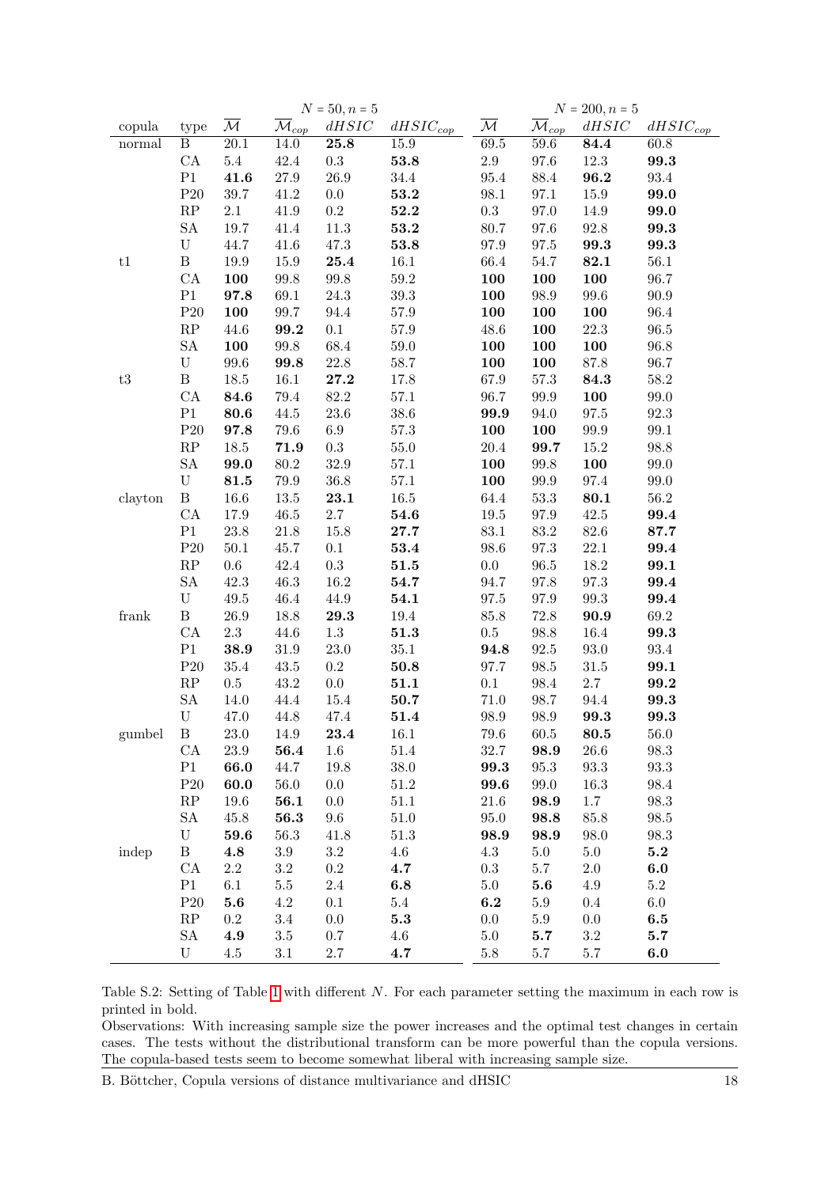| copula | type | $N = 50, n = 5$ | | | | $N = 200, n = 5$ | | | |
|---|---|---|---|---|---|---|---|---|---|
| | | $\overline{\mathcal{M}}$ | $\overline{\mathcal{M}}_{cop}$ | $dHSIC$ | $dHSIC_{cop}$ | $\overline{\mathcal{M}}$ | $\overline{\mathcal{M}}_{cop}$ | $dHSIC$ | $dHSIC_{cop}$ |
| normal | B | 20.1 | 14.0 | **25.8** | 15.9 | 69.5 | 59.6 | **84.4** | 60.8 |
| | CA | 5.4 | 42.4 | 0.3 | **53.8** | 2.9 | 97.6 | 12.3 | **99.3** |
| | P1 | **41.6** | 27.9 | 26.9 | 34.4 | 95.4 | 88.4 | **96.2** | 93.4 |
| | P20 | 39.7 | 41.2 | 0.0 | **53.2** | 98.1 | 97.1 | 15.9 | **99.0** |
| | RP | 2.1 | 41.9 | 0.2 | **52.2** | 0.3 | 97.0 | 14.9 | **99.0** |
| | SA | 19.7 | 41.4 | 11.3 | **53.2** | 80.7 | 97.6 | 92.8 | **99.3** |
| | U | 44.7 | 41.6 | 47.3 | **53.8** | 97.9 | 97.5 | **99.3** | **99.3** |
| t1 | B | 19.9 | 15.9 | **25.4** | 16.1 | 66.4 | 54.7 | **82.1** | 56.1 |
| | CA | **100** | 99.8 | 99.8 | 59.2 | **100** | **100** | **100** | 96.7 |
| | P1 | **97.8** | 69.1 | 24.3 | 39.3 | **100** | 98.9 | 99.6 | 90.9 |
| | P20 | **100** | 99.7 | 94.4 | 57.9 | **100** | **100** | **100** | 96.4 |
| | RP | 44.6 | **99.2** | 0.1 | 57.9 | 48.6 | **100** | 22.3 | 96.5 |
| | SA | **100** | 99.8 | 68.4 | 59.0 | **100** | **100** | **100** | 96.8 |
| | U | 99.6 | **99.8** | 22.8 | 58.7 | **100** | **100** | 87.8 | 96.7 |
| t3 | B | 18.5 | 16.1 | **27.2** | 17.8 | 67.9 | 57.3 | **84.3** | 58.2 |
| | CA | **84.6** | 79.4 | 82.2 | 57.1 | 96.7 | 99.9 | **100** | 99.0 |
| | P1 | **80.6** | 44.5 | 23.6 | 38.6 | **99.9** | 94.0 | 97.5 | 92.3 |
| | P20 | **97.8** | 79.6 | 6.9 | 57.3 | **100** | **100** | 99.9 | 99.1 |
| | RP | 18.5 | **71.9** | 0.3 | 55.0 | 20.4 | **99.7** | 15.2 | 98.8 |
| | SA | **99.0** | 80.2 | 32.9 | 57.1 | **100** | 99.8 | **100** | 99.0 |
| | U | **81.5** | 79.9 | 36.8 | 57.1 | **100** | 99.9 | 97.4 | 99.0 |
| clayton | B | 16.6 | 13.5 | **23.1** | 16.5 | 64.4 | 53.3 | **80.1** | 56.2 |
| | CA | 17.9 | 46.5 | 2.7 | **54.6** | 19.5 | 97.9 | 42.5 | **99.4** |
| | P1 | 23.8 | 21.8 | 15.8 | **27.7** | 83.1 | 83.2 | 82.6 | **87.7** |
| | P20 | 50.1 | 45.7 | 0.1 | **53.4** | 98.6 | 97.3 | 22.1 | **99.4** |
| | RP | 0.6 | 42.4 | 0.3 | **51.5** | 0.0 | 96.5 | 18.2 | **99.1** |
| | SA | 42.3 | 46.3 | 16.2 | **54.7** | 94.7 | 97.8 | 97.3 | **99.4** |
| | U | 49.5 | 46.4 | 44.9 | **54.1** | 97.5 | 97.9 | 99.3 | **99.4** |
| frank | B | 26.9 | 18.8 | **29.3** | 19.4 | 85.8 | 72.8 | **90.9** | 69.2 |
| | CA | 2.3 | 44.6 | 1.3 | **51.3** | 0.5 | 98.8 | 16.4 | **99.3** |
| | P1 | **38.9** | 31.9 | 23.0 | 35.1 | **94.8** | 92.5 | 93.0 | 93.4 |
| | P20 | 35.4 | 43.5 | 0.2 | **50.8** | 97.7 | 98.5 | 31.5 | **99.1** |
| | RP | 0.5 | 43.2 | 0.0 | **51.1** | 0.1 | 98.4 | 2.7 | **99.2** |
| | SA | 14.0 | 44.4 | 15.4 | **50.7** | 71.0 | 98.7 | 94.4 | **99.3** |
| | U | 47.0 | 44.8 | 47.4 | **51.4** | 98.9 | 98.9 | **99.3** | **99.3** |
| gumbel | B | 23.0 | 14.9 | **23.4** | 16.1 | 79.6 | 60.5 | **80.5** | 56.0 |
| | CA | 23.9 | **56.4** | 1.6 | 51.4 | 32.7 | **98.9** | 26.6 | 98.3 |
| | P1 | **66.0** | 44.7 | 19.8 | 38.0 | **99.3** | 95.3 | 93.3 | 93.3 |
| | P20 | **60.0** | 56.0 | 0.0 | 51.2 | **99.6** | 99.0 | 16.3 | 98.4 |
| | RP | 19.6 | **56.1** | 0.0 | 51.1 | 21.6 | **98.9** | 1.7 | 98.3 |
| | SA | 45.8 | **56.3** | 9.6 | 51.0 | 95.0 | **98.8** | 85.8 | 98.5 |
| | U | **59.6** | 56.3 | 41.8 | 51.3 | **98.9** | **98.9** | 98.0 | 98.3 |
| indep | B | **4.8** | 3.9 | 3.2 | 4.6 | 4.3 | 5.0 | 5.0 | **5.2** |
| | CA | 2.2 | 3.2 | 0.2 | **4.7** | 0.3 | 5.7 | 2.0 | **6.0** |
| | P1 | 6.1 | 5.5 | 2.4 | **6.8** | 5.0 | **5.6** | 4.9 | 5.2 |
| | P20 | **5.6** | 4.2 | 0.1 | 5.4 | **6.2** | 5.9 | 0.4 | 6.0 |
| | RP | 0.2 | 3.4 | 0.0 | **5.3** | 0.0 | 5.9 | 0.0 | **6.5** |
| | SA | **4.9** | 3.5 | 0.7 | 4.6 | 5.0 | **5.7** | 3.2 | **5.7** |
| | U | 4.5 | 3.1 | 2.7 | **4.7** | 5.8 | 5.7 | 5.7 | **6.0** |

Table S.2: Setting of Table 1 with different $N$. For each parameter setting the maximum in each row is printed in bold.
Observations: With increasing sample size the power increases and the optimal test changes in certain cases. The tests without the distributional transform can be more powerful than the copula versions. The copula-based tests seem to become somewhat liberal with increasing sample size.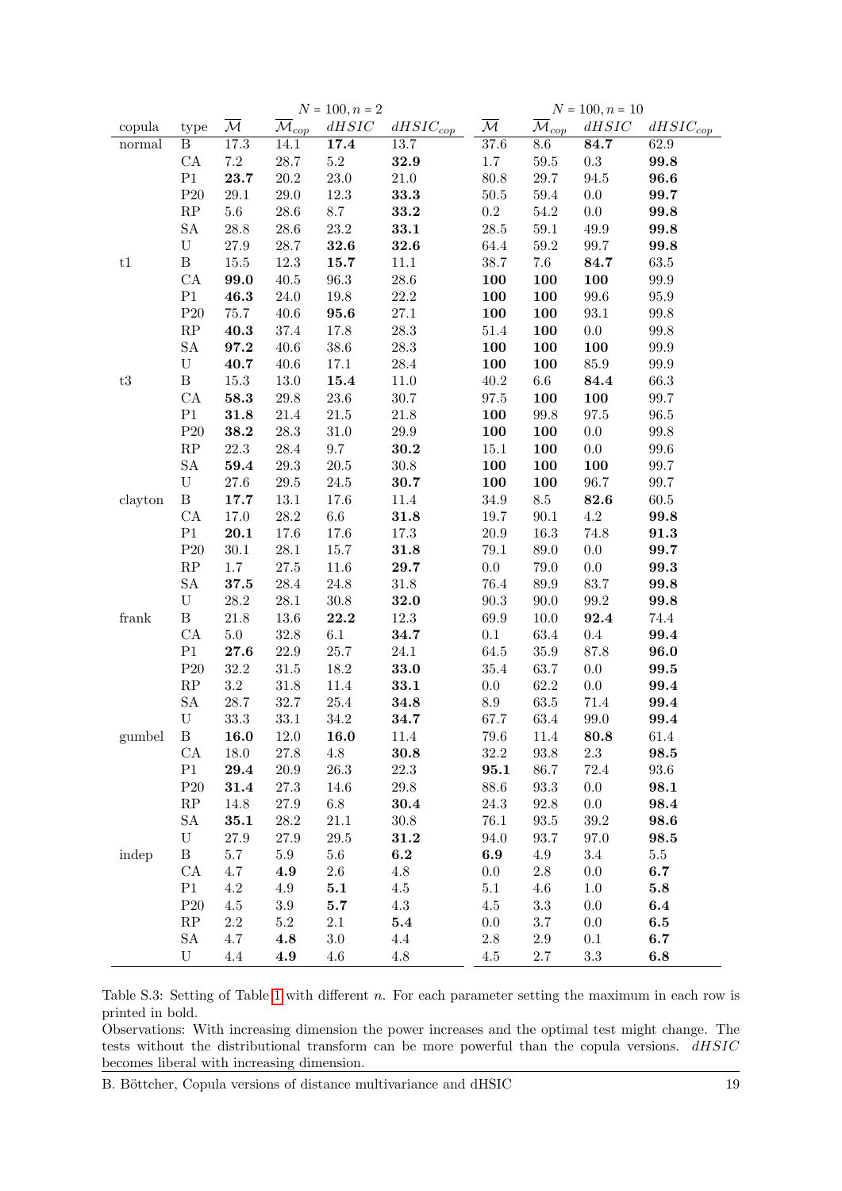| | | $N=100, n=2$ | | | | $N=100, n=10$ | | | |
|---|---|---|---|---|---|---|---|---|---|
| copula | type | $\overline{\mathcal{M}}$ | $\overline{\mathcal{M}}_{cop}$ | $dHSIC$ | $dHSIC_{cop}$ | $\overline{\mathcal{M}}$ | $\overline{\mathcal{M}}_{cop}$ | $dHSIC$ | $dHSIC_{cop}$ |
| normal | B | 17.3 | 14.1 | **17.4** | 13.7 | 37.6 | 8.6 | **84.7** | 62.9 |
| | CA | 7.2 | 28.7 | 5.2 | **32.9** | 1.7 | 59.5 | 0.3 | **99.8** |
| | P1 | **23.7** | 20.2 | 23.0 | 21.0 | 80.8 | 29.7 | 94.5 | **96.6** |
| | P20 | 29.1 | 29.0 | 12.3 | **33.3** | 50.5 | 59.4 | 0.0 | **99.7** |
| | RP | 5.6 | 28.6 | 8.7 | **33.2** | 0.2 | 54.2 | 0.0 | **99.8** |
| | SA | 28.8 | 28.6 | 23.2 | **33.1** | 28.5 | 59.1 | 49.9 | **99.8** |
| | U | 27.9 | 28.7 | **32.6** | **32.6** | 64.4 | 59.2 | 99.7 | **99.8** |
| t1 | B | 15.5 | 12.3 | **15.7** | 11.1 | 38.7 | 7.6 | **84.7** | 63.5 |
| | CA | **99.0** | 40.5 | 96.3 | 28.6 | **100** | **100** | **100** | 99.9 |
| | P1 | **46.3** | 24.0 | 19.8 | 22.2 | **100** | **100** | 99.6 | 95.9 |
| | P20 | 75.7 | 40.6 | **95.6** | 27.1 | **100** | **100** | 93.1 | 99.8 |
| | RP | **40.3** | 37.4 | 17.8 | 28.3 | 51.4 | **100** | 0.0 | 99.8 |
| | SA | **97.2** | 40.6 | 38.6 | 28.3 | **100** | **100** | **100** | 99.9 |
| | U | **40.7** | 40.6 | 17.1 | 28.4 | **100** | **100** | 85.9 | 99.9 |
| t3 | B | 15.3 | 13.0 | **15.4** | 11.0 | 40.2 | 6.6 | **84.4** | 66.3 |
| | CA | **58.3** | 29.8 | 23.6 | 30.7 | 97.5 | **100** | **100** | 99.7 |
| | P1 | **31.8** | 21.4 | 21.5 | 21.8 | **100** | 99.8 | 97.5 | 96.5 |
| | P20 | **38.2** | 28.3 | 31.0 | 29.9 | **100** | **100** | 0.0 | 99.8 |
| | RP | 22.3 | 28.4 | 9.7 | **30.2** | 15.1 | **100** | 0.0 | 99.6 |
| | SA | **59.4** | 29.3 | 20.5 | 30.8 | **100** | **100** | **100** | 99.7 |
| | U | 27.6 | 29.5 | 24.5 | **30.7** | **100** | **100** | 96.7 | 99.7 |
| clayton | B | **17.7** | 13.1 | 17.6 | 11.4 | 34.9 | 8.5 | **82.6** | 60.5 |
| | CA | 17.0 | 28.2 | 6.6 | **31.8** | 19.7 | 90.1 | 4.2 | **99.8** |
| | P1 | **20.1** | 17.6 | 17.6 | 17.3 | 20.9 | 16.3 | 74.8 | **91.3** |
| | P20 | 30.1 | 28.1 | 15.7 | **31.8** | 79.1 | 89.0 | 0.0 | **99.7** |
| | RP | 1.7 | 27.5 | 11.6 | **29.7** | 0.0 | 79.0 | 0.0 | **99.3** |
| | SA | **37.5** | 28.4 | 24.8 | 31.8 | 76.4 | 89.9 | 83.7 | **99.8** |
| | U | 28.2 | 28.1 | 30.8 | **32.0** | 90.3 | 90.0 | 99.2 | **99.8** |
| frank | B | 21.8 | 13.6 | **22.2** | 12.3 | 69.9 | 10.0 | **92.4** | 74.4 |
| | CA | 5.0 | 32.8 | 6.1 | **34.7** | 0.1 | 63.4 | 0.4 | **99.4** |
| | P1 | **27.6** | 22.9 | 25.7 | 24.1 | 64.5 | 35.9 | 87.8 | **96.0** |
| | P20 | 32.2 | 31.5 | 18.2 | **33.0** | 35.4 | 63.7 | 0.0 | **99.5** |
| | RP | 3.2 | 31.8 | 11.4 | **33.1** | 0.0 | 62.2 | 0.0 | **99.4** |
| | SA | 28.7 | 32.7 | 25.4 | **34.8** | 8.9 | 63.5 | 71.4 | **99.4** |
| | U | 33.3 | 33.1 | 34.2 | **34.7** | 67.7 | 63.4 | 99.0 | **99.4** |
| gumbel | B | **16.0** | 12.0 | **16.0** | 11.4 | 79.6 | 11.4 | **80.8** | 61.4 |
| | CA | 18.0 | 27.8 | 4.8 | **30.8** | 32.2 | 93.8 | 2.3 | **98.5** |
| | P1 | **29.4** | 20.9 | 26.3 | 22.3 | **95.1** | 86.7 | 72.4 | 93.6 |
| | P20 | **31.4** | 27.3 | 14.6 | 29.8 | 88.6 | 93.3 | 0.0 | **98.1** |
| | RP | 14.8 | 27.9 | 6.8 | **30.4** | 24.3 | 92.8 | 0.0 | **98.4** |
| | SA | **35.1** | 28.2 | 21.1 | 30.8 | 76.1 | 93.5 | 39.2 | **98.6** |
| | U | 27.9 | 27.9 | 29.5 | **31.2** | 94.0 | 93.7 | 97.0 | **98.5** |
| indep | B | 5.7 | 5.9 | 5.6 | **6.2** | **6.9** | 4.9 | 3.4 | 5.5 |
| | CA | 4.7 | **4.9** | 2.6 | 4.8 | 0.0 | 2.8 | 0.0 | **6.7** |
| | P1 | 4.2 | 4.9 | **5.1** | 4.5 | 5.1 | 4.6 | 1.0 | **5.8** |
| | P20 | 4.5 | 3.9 | **5.7** | 4.3 | 4.5 | 3.3 | 0.0 | **6.4** |
| | RP | 2.2 | 5.2 | 2.1 | **5.4** | 0.0 | 3.7 | 0.0 | **6.5** |
| | SA | 4.7 | **4.8** | 3.0 | 4.4 | 2.8 | 2.9 | 0.1 | **6.7** |
| | U | 4.4 | **4.9** | 4.6 | 4.8 | 4.5 | 2.7 | 3.3 | **6.8** |

Table S.3: Setting of Table 1 with different $n$. For each parameter setting the maximum in each row is printed in bold.

Observations: With increasing dimension the power increases and the optimal test might change. The tests without the distributional transform can be more powerful than the copula versions. $dHSIC$ becomes liberal with increasing dimension.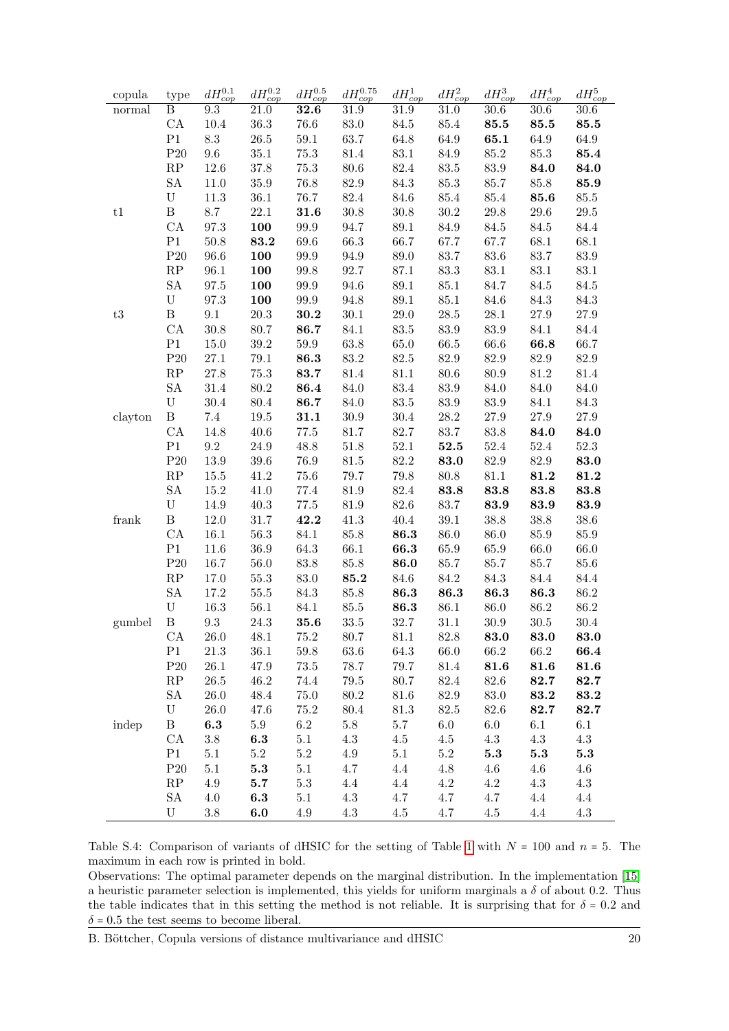| copula | type | $dH_{cop}^{0.1}$ | $dH_{cop}^{0.2}$ | $dH_{cop}^{0.5}$ | $dH_{cop}^{0.75}$ | $dH_{cop}^{1}$ | $dH_{cop}^{2}$ | $dH_{cop}^{3}$ | $dH_{cop}^{4}$ | $dH_{cop}^{5}$ |
|---|---|---|---|---|---|---|---|---|---|---|
| normal | B | 9.3 | 21.0 | **32.6** | 31.9 | 31.9 | 31.0 | 30.6 | 30.6 | 30.6 |
| | CA | 10.4 | 36.3 | 76.6 | 83.0 | 84.5 | 85.4 | **85.5** | **85.5** | **85.5** |
| | P1 | 8.3 | 26.5 | 59.1 | 63.7 | 64.8 | 64.9 | **65.1** | 64.9 | 64.9 |
| | P20 | 9.6 | 35.1 | 75.3 | 81.4 | 83.1 | 84.9 | 85.2 | 85.3 | **85.4** |
| | RP | 12.6 | 37.8 | 75.3 | 80.6 | 82.4 | 83.5 | 83.9 | **84.0** | **84.0** |
| | SA | 11.0 | 35.9 | 76.8 | 82.9 | 84.3 | 85.3 | 85.7 | 85.8 | **85.9** |
| | U | 11.3 | 36.1 | 76.7 | 82.4 | 84.6 | 85.4 | 85.4 | **85.6** | 85.5 |
| t1 | B | 8.7 | 22.1 | **31.6** | 30.8 | 30.8 | 30.2 | 29.8 | 29.6 | 29.5 |
| | CA | 97.3 | **100** | 99.9 | 94.7 | 89.1 | 84.9 | 84.5 | 84.5 | 84.4 |
| | P1 | 50.8 | **83.2** | 69.6 | 66.3 | 66.7 | 67.7 | 67.7 | 68.1 | 68.1 |
| | P20 | 96.6 | **100** | 99.9 | 94.9 | 89.0 | 83.7 | 83.6 | 83.7 | 83.9 |
| | RP | 96.1 | **100** | 99.8 | 92.7 | 87.1 | 83.3 | 83.1 | 83.1 | 83.1 |
| | SA | 97.5 | **100** | 99.9 | 94.6 | 89.1 | 85.1 | 84.7 | 84.5 | 84.5 |
| | U | 97.3 | **100** | 99.9 | 94.8 | 89.1 | 85.1 | 84.6 | 84.3 | 84.3 |
| t3 | B | 9.1 | 20.3 | **30.2** | 30.1 | 29.0 | 28.5 | 28.1 | 27.9 | 27.9 |
| | CA | 30.8 | 80.7 | **86.7** | 84.1 | 83.5 | 83.9 | 83.9 | 84.1 | 84.4 |
| | P1 | 15.0 | 39.2 | 59.9 | 63.8 | 65.0 | 66.5 | 66.6 | **66.8** | 66.7 |
| | P20 | 27.1 | 79.1 | **86.3** | 83.2 | 82.5 | 82.9 | 82.9 | 82.9 | 82.9 |
| | RP | 27.8 | 75.3 | **83.7** | 81.4 | 81.1 | 80.6 | 80.9 | 81.2 | 81.4 |
| | SA | 31.4 | 80.2 | **86.4** | 84.0 | 83.4 | 83.9 | 84.0 | 84.0 | 84.0 |
| | U | 30.4 | 80.4 | **86.7** | 84.0 | 83.5 | 83.9 | 83.9 | 84.1 | 84.3 |
| clayton | B | 7.4 | 19.5 | **31.1** | 30.9 | 30.4 | 28.2 | 27.9 | 27.9 | 27.9 |
| | CA | 14.8 | 40.6 | 77.5 | 81.7 | 82.7 | 83.7 | 83.8 | **84.0** | **84.0** |
| | P1 | 9.2 | 24.9 | 48.8 | 51.8 | 52.1 | **52.5** | 52.4 | 52.4 | 52.3 |
| | P20 | 13.9 | 39.6 | 76.9 | 81.5 | 82.2 | **83.0** | 82.9 | 82.9 | **83.0** |
| | RP | 15.5 | 41.2 | 75.6 | 79.7 | 79.8 | 80.8 | 81.1 | **81.2** | **81.2** |
| | SA | 15.2 | 41.0 | 77.4 | 81.9 | 82.4 | **83.8** | **83.8** | **83.8** | **83.8** |
| | U | 14.9 | 40.3 | 77.5 | 81.9 | 82.6 | 83.7 | **83.9** | **83.9** | **83.9** |
| frank | B | 12.0 | 31.7 | **42.2** | 41.3 | 40.4 | 39.1 | 38.8 | 38.8 | 38.6 |
| | CA | 16.1 | 56.3 | 84.1 | 85.8 | **86.3** | 86.0 | 86.0 | 85.9 | 85.9 |
| | P1 | 11.6 | 36.9 | 64.3 | 66.1 | **66.3** | 65.9 | 65.9 | 66.0 | 66.0 |
| | P20 | 16.7 | 56.0 | 83.8 | 85.8 | **86.0** | 85.7 | 85.7 | 85.7 | 85.6 |
| | RP | 17.0 | 55.3 | 83.0 | **85.2** | 84.6 | 84.2 | 84.3 | 84.4 | 84.4 |
| | SA | 17.2 | 55.5 | 84.3 | 85.8 | **86.3** | **86.3** | **86.3** | **86.3** | 86.2 |
| | U | 16.3 | 56.1 | 84.1 | 85.5 | **86.3** | 86.1 | 86.0 | 86.2 | 86.2 |
| gumbel | B | 9.3 | 24.3 | **35.6** | 33.5 | 32.7 | 31.1 | 30.9 | 30.5 | 30.4 |
| | CA | 26.0 | 48.1 | 75.2 | 80.7 | 81.1 | 82.8 | **83.0** | **83.0** | **83.0** |
| | P1 | 21.3 | 36.1 | 59.8 | 63.6 | 64.3 | 66.0 | 66.2 | 66.2 | **66.4** |
| | P20 | 26.1 | 47.9 | 73.5 | 78.7 | 79.7 | 81.4 | **81.6** | **81.6** | **81.6** |
| | RP | 26.5 | 46.2 | 74.4 | 79.5 | 80.7 | 82.4 | 82.6 | **82.7** | **82.7** |
| | SA | 26.0 | 48.4 | 75.0 | 80.2 | 81.6 | 82.9 | 83.0 | **83.2** | **83.2** |
| | U | 26.0 | 47.6 | 75.2 | 80.4 | 81.3 | 82.5 | 82.6 | **82.7** | **82.7** |
| indep | B | **6.3** | 5.9 | 6.2 | 5.8 | 5.7 | 6.0 | 6.0 | 6.1 | 6.1 |
| | CA | 3.8 | **6.3** | 5.1 | 4.3 | 4.5 | 4.5 | 4.3 | 4.3 | 4.3 |
| | P1 | 5.1 | 5.2 | 5.2 | 4.9 | 5.1 | 5.2 | **5.3** | **5.3** | **5.3** |
| | P20 | 5.1 | **5.3** | 5.1 | 4.7 | 4.4 | 4.8 | 4.6 | 4.6 | 4.6 |
| | RP | 4.9 | **5.7** | 5.3 | 4.4 | 4.4 | 4.2 | 4.2 | 4.3 | 4.3 |
| | SA | 4.0 | **6.3** | 5.1 | 4.3 | 4.7 | 4.7 | 4.7 | 4.4 | 4.4 |
| | U | 3.8 | **6.0** | 4.9 | 4.3 | 4.5 | 4.7 | 4.5 | 4.4 | 4.3 |

Table S.4: Comparison of variants of dHSIC for the setting of Table 1 with $N = 100$ and $n = 5$. The maximum in each row is printed in bold.

Observations: The optimal parameter depends on the marginal distribution. In the implementation [15] a heuristic parameter selection is implemented, this yields for uniform marginals a $\delta$ of about 0.2. Thus the table indicates that in this setting the method is not reliable. It is surprising that for $\delta = 0.2$ and $\delta = 0.5$ the test seems to become liberal.